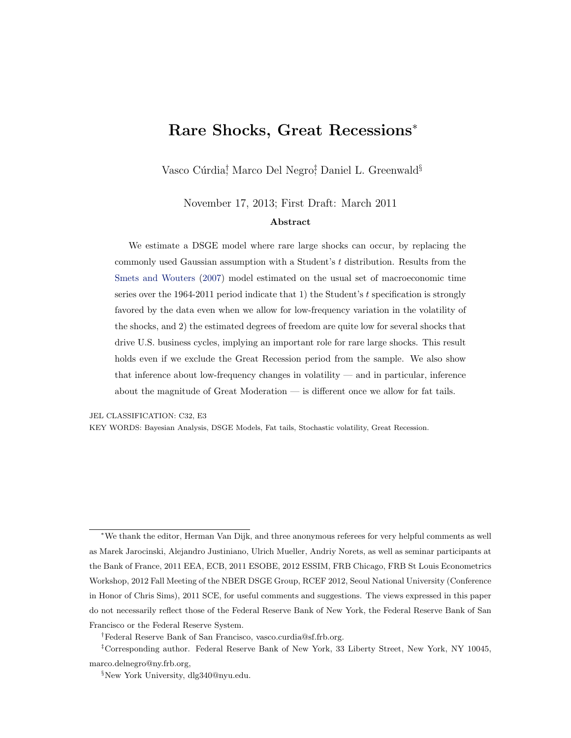# Rare Shocks, Great Recessions[*]

Vasco Cúrdia[†], Marco Del Negro[‡], Daniel L. Greenwald[§]

November 17, 2013; First Draft: March 2011

### Abstract

We estimate a DSGE model where rare large shocks can occur, by replacing the commonly used Gaussian assumption with a Student's $t$ distribution. Results from the Smets and Wouters (2007) model estimated on the usual set of macroeconomic time series over the 1964-2011 period indicate that 1) the Student's $t$ specification is strongly favored by the data even when we allow for low-frequency variation in the volatility of the shocks, and 2) the estimated degrees of freedom are quite low for several shocks that drive U.S. business cycles, implying an important role for rare large shocks. This result holds even if we exclude the Great Recession period from the sample. We also show that inference about low-frequency changes in volatility — and in particular, inference about the magnitude of Great Moderation — is different once we allow for fat tails.

JEL CLASSIFICATION: C32, E3

KEY WORDS: Bayesian Analysis, DSGE Models, Fat tails, Stochastic volatility, Great Recession.

---

[*] We thank the editor, Herman Van Dijk, and three anonymous referees for very helpful comments as well as Marek Jarocinski, Alejandro Justiniano, Ulrich Mueller, Andriy Norets, as well as seminar participants at the Bank of France, 2011 EEA, ECB, 2011 ESOBE, 2012 ESSIM, FRB Chicago, FRB St Louis Econometrics Workshop, 2012 Fall Meeting of the NBER DSGE Group, RCEF 2012, Seoul National University (Conference in Honor of Chris Sims), 2011 SCE, for useful comments and suggestions. The views expressed in this paper do not necessarily reflect those of the Federal Reserve Bank of New York, the Federal Reserve Bank of San Francisco or the Federal Reserve System.

[†] Federal Reserve Bank of San Francisco, vasco.curdia@sf.frb.org.

[‡] Corresponding author. Federal Reserve Bank of New York, 33 Liberty Street, New York, NY 10045, marco.delnegro@ny.frb.org,

[§] New York University, dlg340@nyu.edu.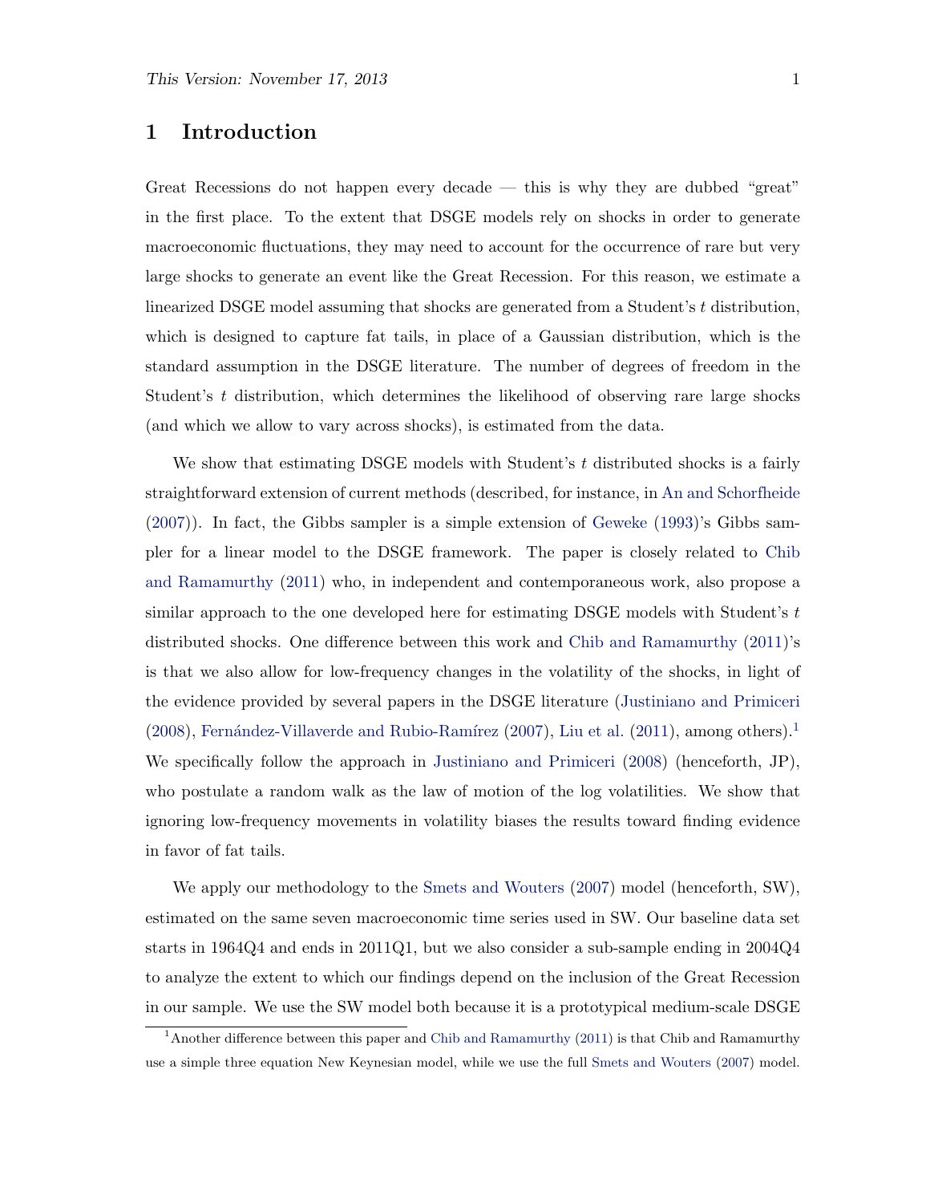# 1 Introduction

Great Recessions do not happen every decade — this is why they are dubbed "great" in the first place. To the extent that DSGE models rely on shocks in order to generate macroeconomic fluctuations, they may need to account for the occurrence of rare but very large shocks to generate an event like the Great Recession. For this reason, we estimate a linearized DSGE model assuming that shocks are generated from a Student's $t$ distribution, which is designed to capture fat tails, in place of a Gaussian distribution, which is the standard assumption in the DSGE literature. The number of degrees of freedom in the Student's $t$ distribution, which determines the likelihood of observing rare large shocks (and which we allow to vary across shocks), is estimated from the data.

We show that estimating DSGE models with Student's $t$ distributed shocks is a fairly straightforward extension of current methods (described, for instance, in An and Schorfheide (2007)). In fact, the Gibbs sampler is a simple extension of Geweke (1993)'s Gibbs sampler for a linear model to the DSGE framework. The paper is closely related to Chib and Ramamurthy (2011) who, in independent and contemporaneous work, also propose a similar approach to the one developed here for estimating DSGE models with Student's $t$ distributed shocks. One difference between this work and Chib and Ramamurthy (2011)'s is that we also allow for low-frequency changes in the volatility of the shocks, in light of the evidence provided by several papers in the DSGE literature (Justiniano and Primiceri (2008), Fernández-Villaverde and Rubio-Ramírez (2007), Liu et al. (2011), among others).[1] We specifically follow the approach in Justiniano and Primiceri (2008) (henceforth, JP), who postulate a random walk as the law of motion of the log volatilities. We show that ignoring low-frequency movements in volatility biases the results toward finding evidence in favor of fat tails.

We apply our methodology to the Smets and Wouters (2007) model (henceforth, SW), estimated on the same seven macroeconomic time series used in SW. Our baseline data set starts in 1964Q4 and ends in 2011Q1, but we also consider a sub-sample ending in 2004Q4 to analyze the extent to which our findings depend on the inclusion of the Great Recession in our sample. We use the SW model both because it is a prototypical medium-scale DSGE

[1] Another difference between this paper and Chib and Ramamurthy (2011) is that Chib and Ramamurthy use a simple three equation New Keynesian model, while we use the full Smets and Wouters (2007) model.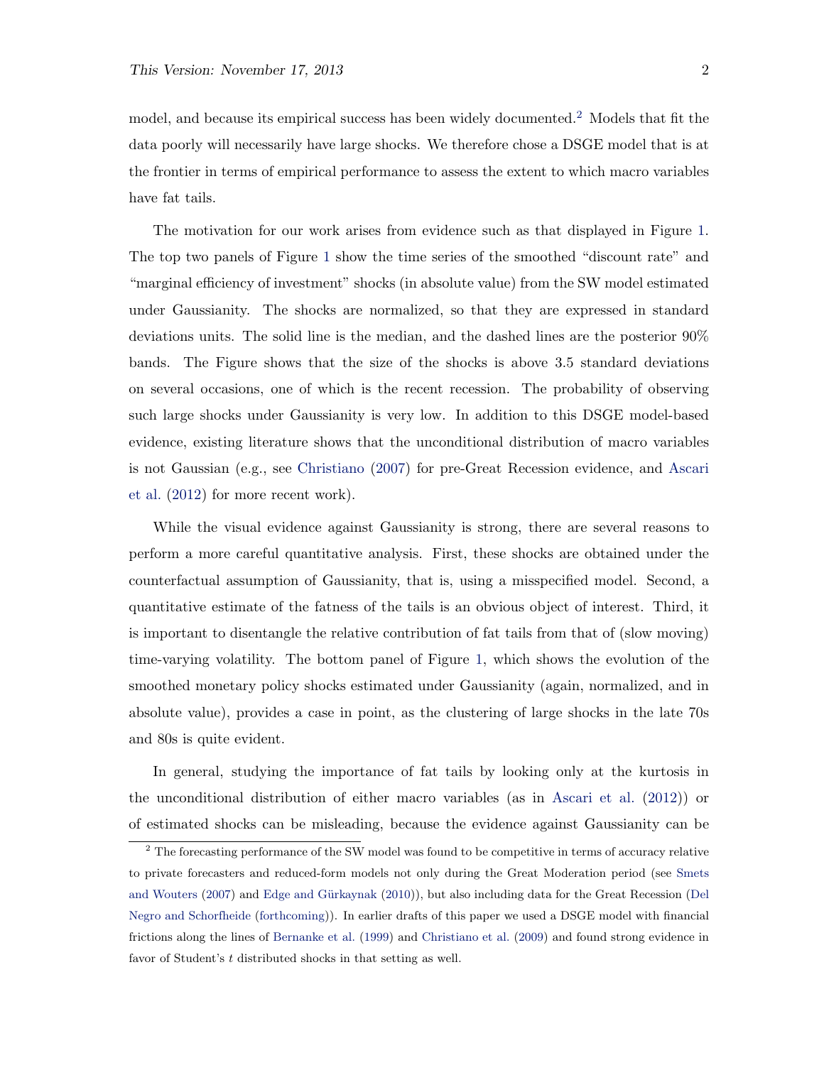model, and because its empirical success has been widely documented.[2] Models that fit the data poorly will necessarily have large shocks. We therefore chose a DSGE model that is at the frontier in terms of empirical performance to assess the extent to which macro variables have fat tails.

The motivation for our work arises from evidence such as that displayed in Figure 1. The top two panels of Figure 1 show the time series of the smoothed "discount rate" and "marginal efficiency of investment" shocks (in absolute value) from the SW model estimated under Gaussianity. The shocks are normalized, so that they are expressed in standard deviations units. The solid line is the median, and the dashed lines are the posterior 90% bands. The Figure shows that the size of the shocks is above 3.5 standard deviations on several occasions, one of which is the recent recession. The probability of observing such large shocks under Gaussianity is very low. In addition to this DSGE model-based evidence, existing literature shows that the unconditional distribution of macro variables is not Gaussian (e.g., see Christiano (2007) for pre-Great Recession evidence, and Ascari et al. (2012) for more recent work).

While the visual evidence against Gaussianity is strong, there are several reasons to perform a more careful quantitative analysis. First, these shocks are obtained under the counterfactual assumption of Gaussianity, that is, using a misspecified model. Second, a quantitative estimate of the fatness of the tails is an obvious object of interest. Third, it is important to disentangle the relative contribution of fat tails from that of (slow moving) time-varying volatility. The bottom panel of Figure 1, which shows the evolution of the smoothed monetary policy shocks estimated under Gaussianity (again, normalized, and in absolute value), provides a case in point, as the clustering of large shocks in the late 70s and 80s is quite evident.

In general, studying the importance of fat tails by looking only at the kurtosis in the unconditional distribution of either macro variables (as in Ascari et al. (2012)) or of estimated shocks can be misleading, because the evidence against Gaussianity can be

[2] The forecasting performance of the SW model was found to be competitive in terms of accuracy relative to private forecasters and reduced-form models not only during the Great Moderation period (see Smets and Wouters (2007) and Edge and Gürkaynak (2010)), but also including data for the Great Recession (Del Negro and Schorfheide (forthcoming)). In earlier drafts of this paper we used a DSGE model with financial frictions along the lines of Bernanke et al. (1999) and Christiano et al. (2009) and found strong evidence in favor of Student's $t$ distributed shocks in that setting as well.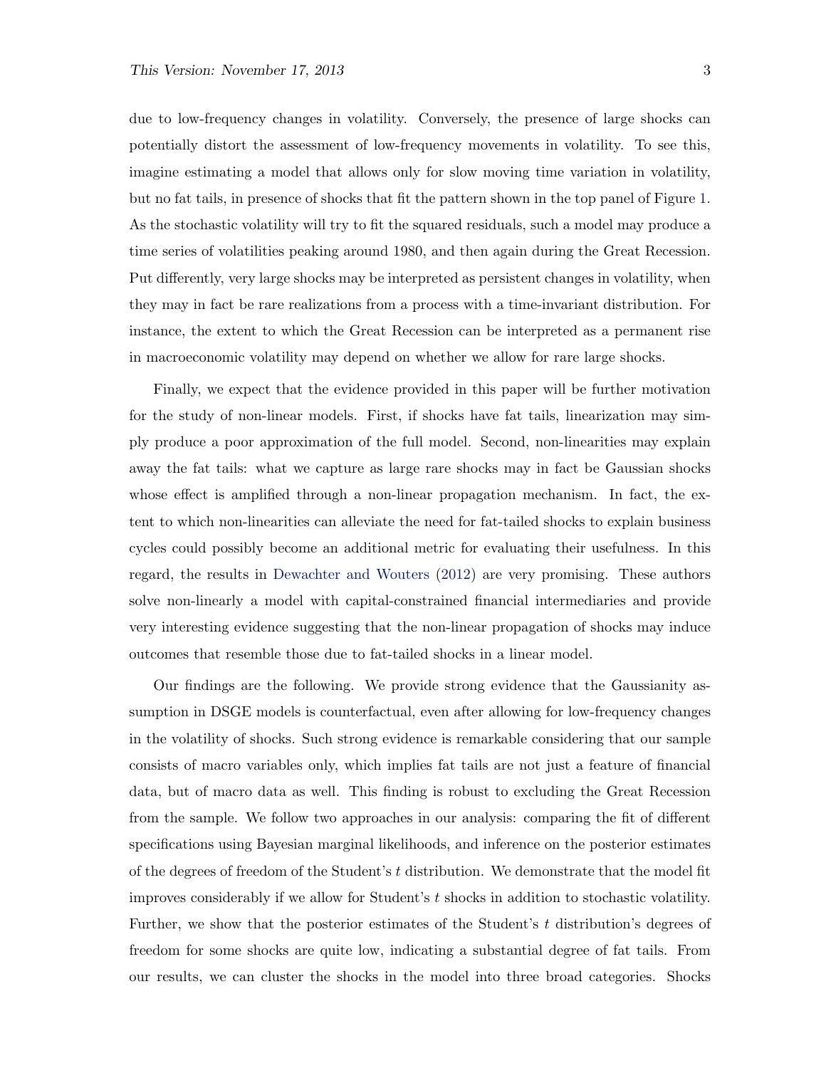due to low-frequency changes in volatility. Conversely, the presence of large shocks can potentially distort the assessment of low-frequency movements in volatility. To see this, imagine estimating a model that allows only for slow moving time variation in volatility, but no fat tails, in presence of shocks that fit the pattern shown in the top panel of Figure 1. As the stochastic volatility will try to fit the squared residuals, such a model may produce a time series of volatilities peaking around 1980, and then again during the Great Recession. Put differently, very large shocks may be interpreted as persistent changes in volatility, when they may in fact be rare realizations from a process with a time-invariant distribution. For instance, the extent to which the Great Recession can be interpreted as a permanent rise in macroeconomic volatility may depend on whether we allow for rare large shocks.

Finally, we expect that the evidence provided in this paper will be further motivation for the study of non-linear models. First, if shocks have fat tails, linearization may simply produce a poor approximation of the full model. Second, non-linearities may explain away the fat tails: what we capture as large rare shocks may in fact be Gaussian shocks whose effect is amplified through a non-linear propagation mechanism. In fact, the extent to which non-linearities can alleviate the need for fat-tailed shocks to explain business cycles could possibly become an additional metric for evaluating their usefulness. In this regard, the results in Dewachter and Wouters (2012) are very promising. These authors solve non-linearly a model with capital-constrained financial intermediaries and provide very interesting evidence suggesting that the non-linear propagation of shocks may induce outcomes that resemble those due to fat-tailed shocks in a linear model.

Our findings are the following. We provide strong evidence that the Gaussianity assumption in DSGE models is counterfactual, even after allowing for low-frequency changes in the volatility of shocks. Such strong evidence is remarkable considering that our sample consists of macro variables only, which implies fat tails are not just a feature of financial data, but of macro data as well. This finding is robust to excluding the Great Recession from the sample. We follow two approaches in our analysis: comparing the fit of different specifications using Bayesian marginal likelihoods, and inference on the posterior estimates of the degrees of freedom of the Student's $t$ distribution. We demonstrate that the model fit improves considerably if we allow for Student's $t$ shocks in addition to stochastic volatility. Further, we show that the posterior estimates of the Student's $t$ distribution's degrees of freedom for some shocks are quite low, indicating a substantial degree of fat tails. From our results, we can cluster the shocks in the model into three broad categories. Shocks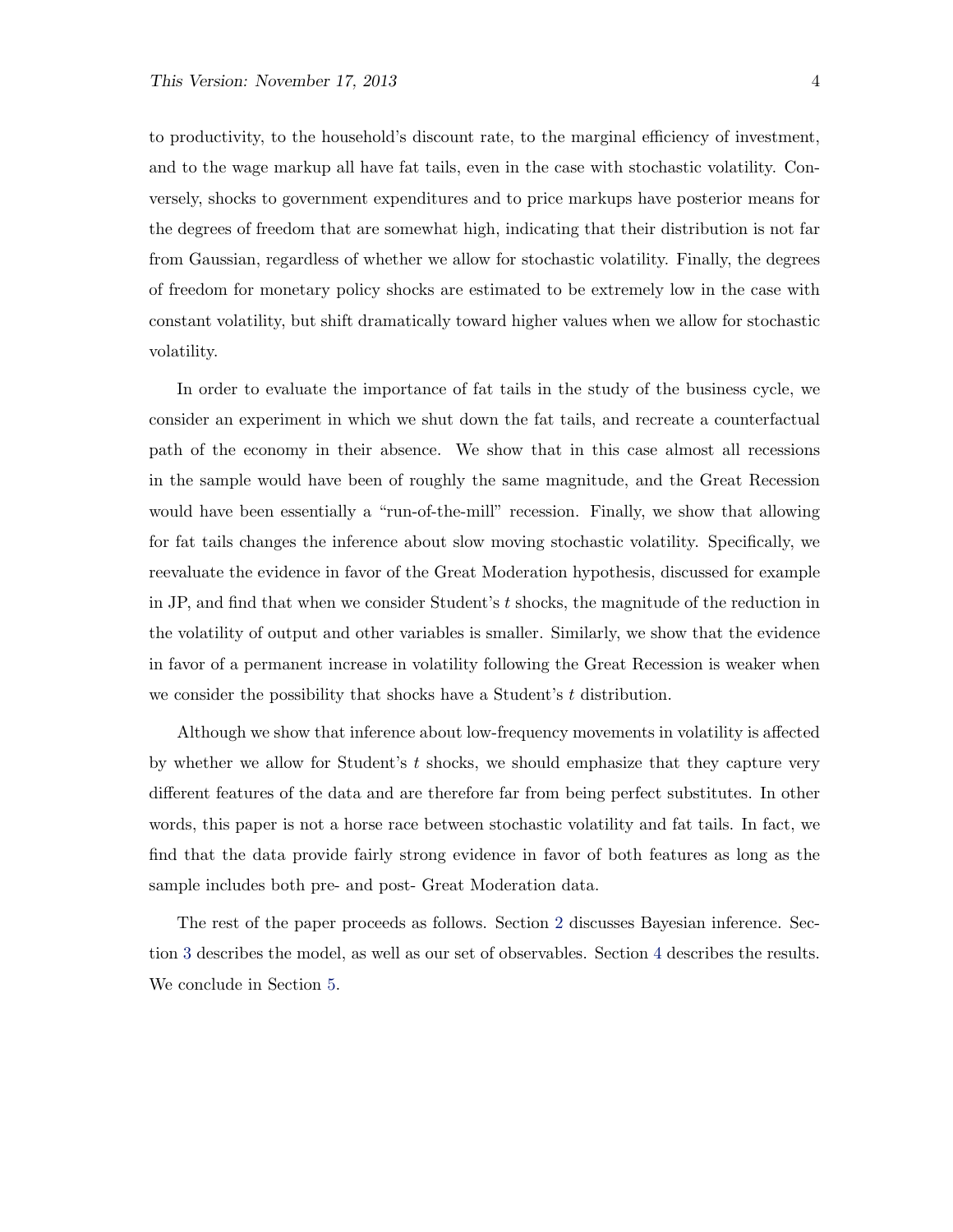to productivity, to the household's discount rate, to the marginal efficiency of investment, and to the wage markup all have fat tails, even in the case with stochastic volatility. Conversely, shocks to government expenditures and to price markups have posterior means for the degrees of freedom that are somewhat high, indicating that their distribution is not far from Gaussian, regardless of whether we allow for stochastic volatility. Finally, the degrees of freedom for monetary policy shocks are estimated to be extremely low in the case with constant volatility, but shift dramatically toward higher values when we allow for stochastic volatility.

In order to evaluate the importance of fat tails in the study of the business cycle, we consider an experiment in which we shut down the fat tails, and recreate a counterfactual path of the economy in their absence. We show that in this case almost all recessions in the sample would have been of roughly the same magnitude, and the Great Recession would have been essentially a "run-of-the-mill" recession. Finally, we show that allowing for fat tails changes the inference about slow moving stochastic volatility. Specifically, we reevaluate the evidence in favor of the Great Moderation hypothesis, discussed for example in JP, and find that when we consider Student's $t$ shocks, the magnitude of the reduction in the volatility of output and other variables is smaller. Similarly, we show that the evidence in favor of a permanent increase in volatility following the Great Recession is weaker when we consider the possibility that shocks have a Student's $t$ distribution.

Although we show that inference about low-frequency movements in volatility is affected by whether we allow for Student's $t$ shocks, we should emphasize that they capture very different features of the data and are therefore far from being perfect substitutes. In other words, this paper is not a horse race between stochastic volatility and fat tails. In fact, we find that the data provide fairly strong evidence in favor of both features as long as the sample includes both pre- and post- Great Moderation data.

The rest of the paper proceeds as follows. Section 2 discusses Bayesian inference. Section 3 describes the model, as well as our set of observables. Section 4 describes the results. We conclude in Section 5.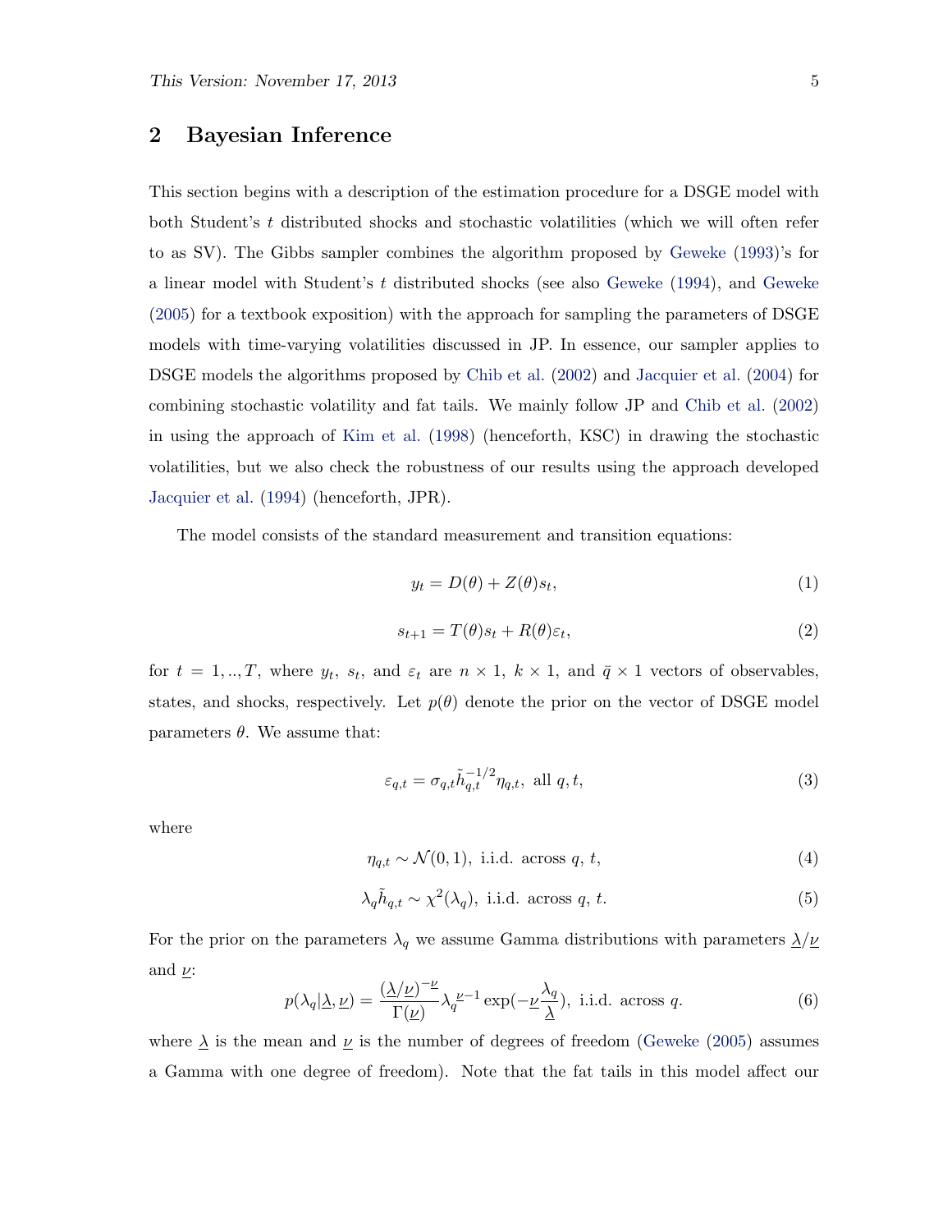## 2 Bayesian Inference

This section begins with a description of the estimation procedure for a DSGE model with both Student's $t$ distributed shocks and stochastic volatilities (which we will often refer to as SV). The Gibbs sampler combines the algorithm proposed by Geweke (1993)'s for a linear model with Student's $t$ distributed shocks (see also Geweke (1994), and Geweke (2005) for a textbook exposition) with the approach for sampling the parameters of DSGE models with time-varying volatilities discussed in JP. In essence, our sampler applies to DSGE models the algorithms proposed by Chib et al. (2002) and Jacquier et al. (2004) for combining stochastic volatility and fat tails. We mainly follow JP and Chib et al. (2002) in using the approach of Kim et al. (1998) (henceforth, KSC) in drawing the stochastic volatilities, but we also check the robustness of our results using the approach developed Jacquier et al. (1994) (henceforth, JPR).

The model consists of the standard measurement and transition equations:

$$y_t = D(\theta) + Z(\theta)s_t, \tag{1}$$

$$s_{t+1} = T(\theta)s_t + R(\theta)\varepsilon_t, \tag{2}$$

for $t = 1, .., T$, where $y_t$, $s_t$, and $\varepsilon_t$ are $n \times 1$, $k \times 1$, and $\bar{q} \times 1$ vectors of observables, states, and shocks, respectively. Let $p(\theta)$ denote the prior on the vector of DSGE model parameters $\theta$. We assume that:

$$\varepsilon_{q,t} = \sigma_{q,t}\tilde{h}_{q,t}^{-1/2}\eta_{q,t}, \text{ all } q, t, \tag{3}$$

where

$$\eta_{q,t} \sim \mathcal{N}(0, 1), \text{ i.i.d. across } q, t, \tag{4}$$

$$\lambda_q \tilde{h}_{q,t} \sim \chi^2(\lambda_q), \text{ i.i.d. across } q, t. \tag{5}$$

For the prior on the parameters $\lambda_q$ we assume Gamma distributions with parameters $\underline{\lambda}/\underline{\nu}$ and $\underline{\nu}$:

$$p(\lambda_q|\underline{\lambda}, \underline{\nu}) = \frac{(\underline{\lambda}/\underline{\nu})^{-\underline{\nu}}}{\Gamma(\underline{\nu})}\lambda_q^{\underline{\nu}-1}\exp(-\underline{\nu}\frac{\lambda_q}{\underline{\lambda}}), \text{ i.i.d. across } q. \tag{6}$$

where $\underline{\lambda}$ is the mean and $\underline{\nu}$ is the number of degrees of freedom (Geweke (2005) assumes a Gamma with one degree of freedom). Note that the fat tails in this model affect our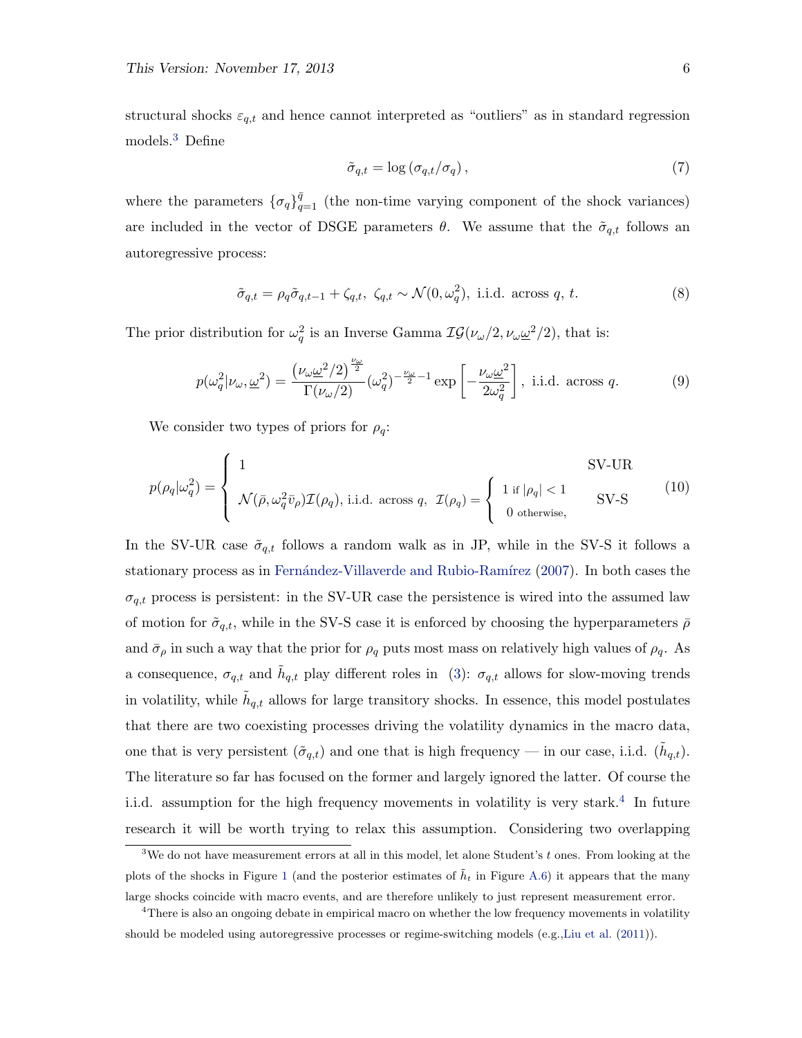structural shocks $\varepsilon_{q,t}$ and hence cannot interpreted as "outliers" as in standard regression models.[3] Define

$$\tilde{\sigma}_{q,t} = \log\left(\sigma_{q,t}/\sigma_q\right), \tag{7}$$

where the parameters $\{\sigma_q\}_{q=1}^{\bar{q}}$ (the non-time varying component of the shock variances) are included in the vector of DSGE parameters $\theta$. We assume that the $\tilde{\sigma}_{q,t}$ follows an autoregressive process:

$$\tilde{\sigma}_{q,t} = \rho_q \tilde{\sigma}_{q,t-1} + \zeta_{q,t}, \ \zeta_{q,t} \sim \mathcal{N}(0, \omega_q^2), \text{ i.i.d. across } q, \, t. \tag{8}$$

The prior distribution for $\omega_q^2$ is an Inverse Gamma $\mathcal{IG}(\nu_\omega/2, \nu_\omega \underline{\omega}^2/2)$, that is:

$$p(\omega_q^2|\nu_\omega, \underline{\omega}^2) = \frac{\left(\nu_\omega \underline{\omega}^2/2\right)^{\frac{\nu_\omega}{2}}}{\Gamma(\nu_\omega/2)} (\omega_q^2)^{-\frac{\nu_\omega}{2}-1} \exp\left[-\frac{\nu_\omega \underline{\omega}^2}{2\omega_q^2}\right], \text{ i.i.d. across } q. \tag{9}$$

We consider two types of priors for $\rho_q$:

$$p(\rho_q|\omega_q^2) = \begin{cases} 1 & \text{SV-UR} \\ \mathcal{N}(\bar{\rho}, \omega_q^2 \bar{v}_\rho)\mathcal{I}(\rho_q), \text{ i.i.d. across } q, \ \mathcal{I}(\rho_q) = \begin{cases} 1 \text{ if } |\rho_q| < 1 \\ 0 \text{ otherwise,} \end{cases} & \text{SV-S} \end{cases} \tag{10}$$

In the SV-UR case $\tilde{\sigma}_{q,t}$ follows a random walk as in JP, while in the SV-S it follows a stationary process as in Fernández-Villaverde and Rubio-Ramírez (2007). In both cases the $\sigma_{q,t}$ process is persistent: in the SV-UR case the persistence is wired into the assumed law of motion for $\tilde{\sigma}_{q,t}$, while in the SV-S case it is enforced by choosing the hyperparameters $\bar{\rho}$ and $\bar{\sigma}_\rho$ in such a way that the prior for $\rho_q$ puts most mass on relatively high values of $\rho_q$. As a consequence, $\sigma_{q,t}$ and $\tilde{h}_{q,t}$ play different roles in (3): $\sigma_{q,t}$ allows for slow-moving trends in volatility, while $\tilde{h}_{q,t}$ allows for large transitory shocks. In essence, this model postulates that there are two coexisting processes driving the volatility dynamics in the macro data, one that is very persistent ($\tilde{\sigma}_{q,t}$) and one that is high frequency — in our case, i.i.d. ($\tilde{h}_{q,t}$). The literature so far has focused on the former and largely ignored the latter. Of course the i.i.d. assumption for the high frequency movements in volatility is very stark.[4] In future research it will be worth trying to relax this assumption. Considering two overlapping

[3] We do not have measurement errors at all in this model, let alone Student's $t$ ones. From looking at the plots of the shocks in Figure 1 (and the posterior estimates of $\tilde{h}_t$ in Figure A.6) it appears that the many large shocks coincide with macro events, and are therefore unlikely to just represent measurement error.

[4] There is also an ongoing debate in empirical macro on whether the low frequency movements in volatility should be modeled using autoregressive processes or regime-switching models (e.g.,Liu et al. (2011)).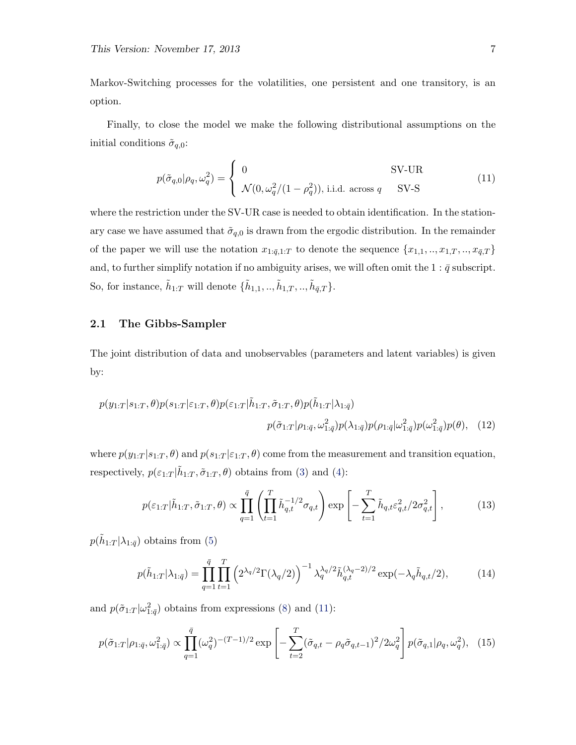Markov-Switching processes for the volatilities, one persistent and one transitory, is an option.

Finally, to close the model we make the following distributional assumptions on the initial conditions $\tilde{\sigma}_{q,0}$:

$$p(\tilde{\sigma}_{q,0}|\rho_q, \omega_q^2) = \begin{cases} 0 & \text{SV-UR} \\ \mathcal{N}(0, \omega_q^2/(1-\rho_q^2)), \text{ i.i.d. across } q & \text{SV-S} \end{cases} \tag{11}$$

where the restriction under the SV-UR case is needed to obtain identification. In the stationary case we have assumed that $\tilde{\sigma}_{q,0}$ is drawn from the ergodic distribution. In the remainder of the paper we will use the notation $x_{1:\bar{q},1:T}$ to denote the sequence $\{x_{1,1}, .., x_{1,T}, .., x_{\bar{q},T}\}$ and, to further simplify notation if no ambiguity arises, we will often omit the $1 : \bar{q}$ subscript. So, for instance, $\tilde{h}_{1:T}$ will denote $\{\tilde{h}_{1,1}, .., \tilde{h}_{1,T}, .., \tilde{h}_{\bar{q},T}\}$.

## 2.1 The Gibbs-Sampler

The joint distribution of data and unobservables (parameters and latent variables) is given by:

$$p(y_{1:T}|s_{1:T}, \theta)p(s_{1:T}|\varepsilon_{1:T}, \theta)p(\varepsilon_{1:T}|\tilde{h}_{1:T}, \tilde{\sigma}_{1:T}, \theta)p(\tilde{h}_{1:T}|\lambda_{1:\bar{q}})$$
$$p(\tilde{\sigma}_{1:T}|\rho_{1:\bar{q}}, \omega^2_{1:\bar{q}})p(\lambda_{1:\bar{q}})p(\rho_{1:\bar{q}}|\omega^2_{1:\bar{q}})p(\omega^2_{1:\bar{q}})p(\theta), \tag{12}$$

where $p(y_{1:T}|s_{1:T}, \theta)$ and $p(s_{1:T}|\varepsilon_{1:T}, \theta)$ come from the measurement and transition equation, respectively, $p(\varepsilon_{1:T}|\tilde{h}_{1:T}, \tilde{\sigma}_{1:T}, \theta)$ obtains from (3) and (4):

$$p(\varepsilon_{1:T}|\tilde{h}_{1:T}, \tilde{\sigma}_{1:T}, \theta) \propto \prod_{q=1}^{\bar{q}} \left( \prod_{t=1}^{T} \tilde{h}_{q,t}^{-1/2} \sigma_{q,t} \right) \exp\left[ -\sum_{t=1}^{T} \tilde{h}_{q,t} \varepsilon_{q,t}^2 / 2\sigma_{q,t}^2 \right], \tag{13}$$

$p(\tilde{h}_{1:T}|\lambda_{1:\bar{q}})$ obtains from (5)

$$p(\tilde{h}_{1:T}|\lambda_{1:\bar{q}}) = \prod_{q=1}^{\bar{q}} \prod_{t=1}^{T} \left( 2^{\lambda_q/2} \Gamma(\lambda_q/2) \right)^{-1} \lambda_q^{\lambda_q/2} \tilde{h}_{q,t}^{(\lambda_q-2)/2} \exp(-\lambda_q \tilde{h}_{q,t}/2), \tag{14}$$

and $p(\tilde{\sigma}_{1:T}|\omega^2_{1:\bar{q}})$ obtains from expressions (8) and (11):

$$p(\tilde{\sigma}_{1:T}|\rho_{1:\bar{q}}, \omega^2_{1:\bar{q}}) \propto \prod_{q=1}^{\bar{q}} (\omega_q^2)^{-(T-1)/2} \exp\left[ -\sum_{t=2}^{T} (\tilde{\sigma}_{q,t} - \rho_q \tilde{\sigma}_{q,t-1})^2 / 2\omega_q^2 \right] p(\tilde{\sigma}_{q,1}|\rho_q, \omega_q^2), \tag{15}$$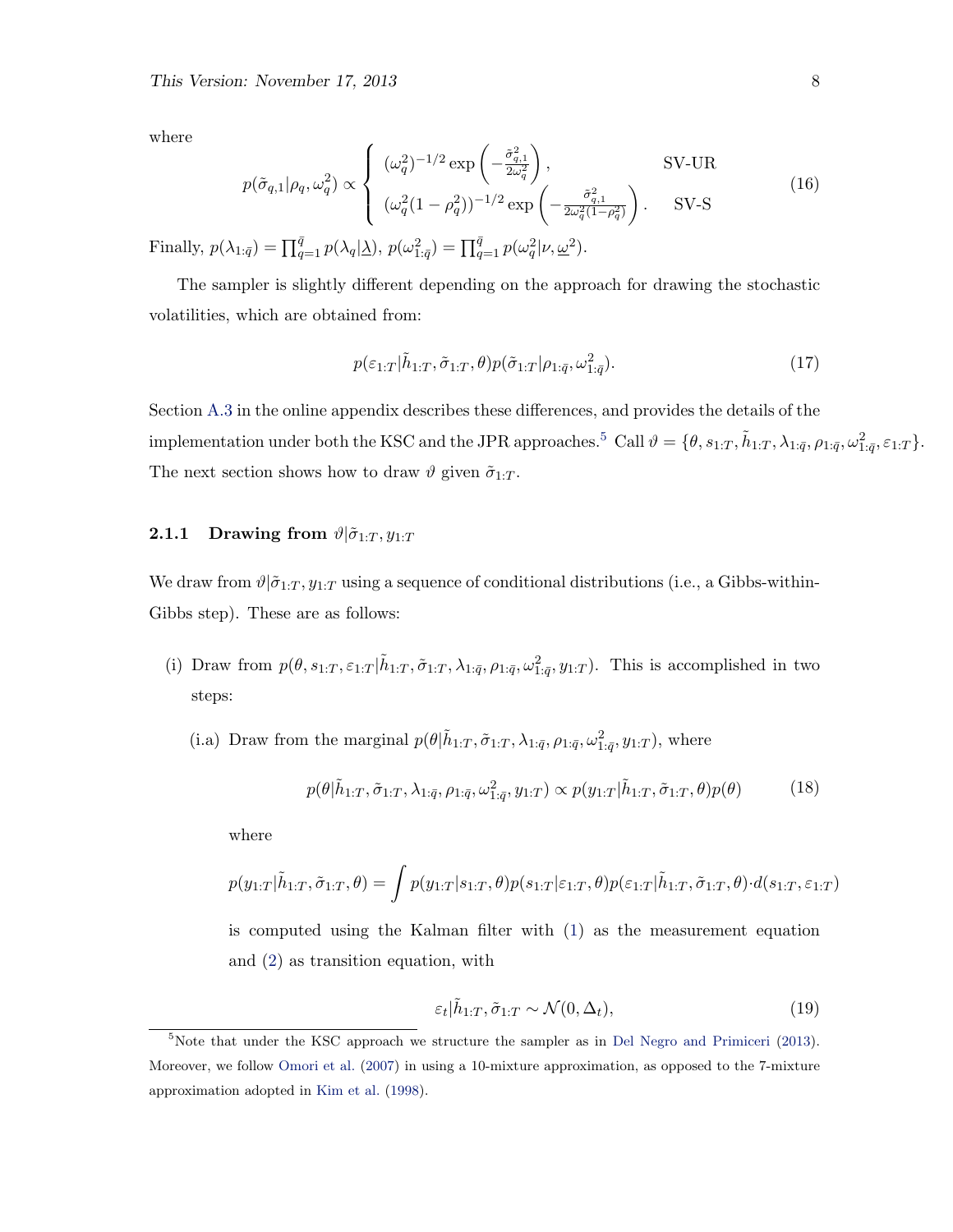where

$$p(\tilde{\sigma}_{q,1}|\rho_q, \omega_q^2) \propto \begin{cases} (\omega_q^2)^{-1/2} \exp\left(-\frac{\tilde{\sigma}_{q,1}^2}{2\omega_q^2}\right), & \text{SV-UR} \\ (\omega_q^2(1-\rho_q^2))^{-1/2} \exp\left(-\frac{\tilde{\sigma}_{q,1}^2}{2\omega_q^2(1-\rho_q^2)}\right). & \text{SV-S} \end{cases} \tag{16}$$

Finally, $p(\lambda_{1:\bar{q}}) = \prod_{q=1}^{\bar{q}} p(\lambda_q|\underline{\lambda})$, $p(\omega_{1:\bar{q}}^2) = \prod_{q=1}^{\bar{q}} p(\omega_q^2|\nu, \underline{\omega}^2)$.

The sampler is slightly different depending on the approach for drawing the stochastic volatilities, which are obtained from:

$$p(\varepsilon_{1:T}|\tilde{h}_{1:T}, \tilde{\sigma}_{1:T}, \theta)p(\tilde{\sigma}_{1:T}|\rho_{1:\bar{q}}, \omega_{1:\bar{q}}^2). \tag{17}$$

Section A.3 in the online appendix describes these differences, and provides the details of the implementation under both the KSC and the JPR approaches.[5] Call $\vartheta = \{\theta, s_{1:T}, \tilde{h}_{1:T}, \lambda_{1:\bar{q}}, \rho_{1:\bar{q}}, \omega_{1:\bar{q}}^2, \varepsilon_{1:T}\}$. The next section shows how to draw $\vartheta$ given $\tilde{\sigma}_{1:T}$.

### 2.1.1 Drawing from $\vartheta|\tilde{\sigma}_{1:T}, y_{1:T}$

We draw from $\vartheta|\tilde{\sigma}_{1:T}, y_{1:T}$ using a sequence of conditional distributions (i.e., a Gibbs-within-Gibbs step). These are as follows:

(i) Draw from $p(\theta, s_{1:T}, \varepsilon_{1:T}|\tilde{h}_{1:T}, \tilde{\sigma}_{1:T}, \lambda_{1:\bar{q}}, \rho_{1:\bar{q}}, \omega_{1:\bar{q}}^2, y_{1:T})$. This is accomplished in two steps:

(i.a) Draw from the marginal $p(\theta|\tilde{h}_{1:T}, \tilde{\sigma}_{1:T}, \lambda_{1:\bar{q}}, \rho_{1:\bar{q}}, \omega_{1:\bar{q}}^2, y_{1:T})$, where

$$p(\theta|\tilde{h}_{1:T}, \tilde{\sigma}_{1:T}, \lambda_{1:\bar{q}}, \rho_{1:\bar{q}}, \omega_{1:\bar{q}}^2, y_{1:T}) \propto p(y_{1:T}|\tilde{h}_{1:T}, \tilde{\sigma}_{1:T}, \theta)p(\theta) \tag{18}$$

where

$$p(y_{1:T}|\tilde{h}_{1:T}, \tilde{\sigma}_{1:T}, \theta) = \int p(y_{1:T}|s_{1:T}, \theta)p(s_{1:T}|\varepsilon_{1:T}, \theta)p(\varepsilon_{1:T}|\tilde{h}_{1:T}, \tilde{\sigma}_{1:T}, \theta) \cdot d(s_{1:T}, \varepsilon_{1:T})$$

is computed using the Kalman filter with (1) as the measurement equation and (2) as transition equation, with

$$\varepsilon_t|\tilde{h}_{1:T}, \tilde{\sigma}_{1:T} \sim \mathcal{N}(0, \Delta_t), \tag{19}$$

[5] Note that under the KSC approach we structure the sampler as in Del Negro and Primiceri (2013). Moreover, we follow Omori et al. (2007) in using a 10-mixture approximation, as opposed to the 7-mixture approximation adopted in Kim et al. (1998).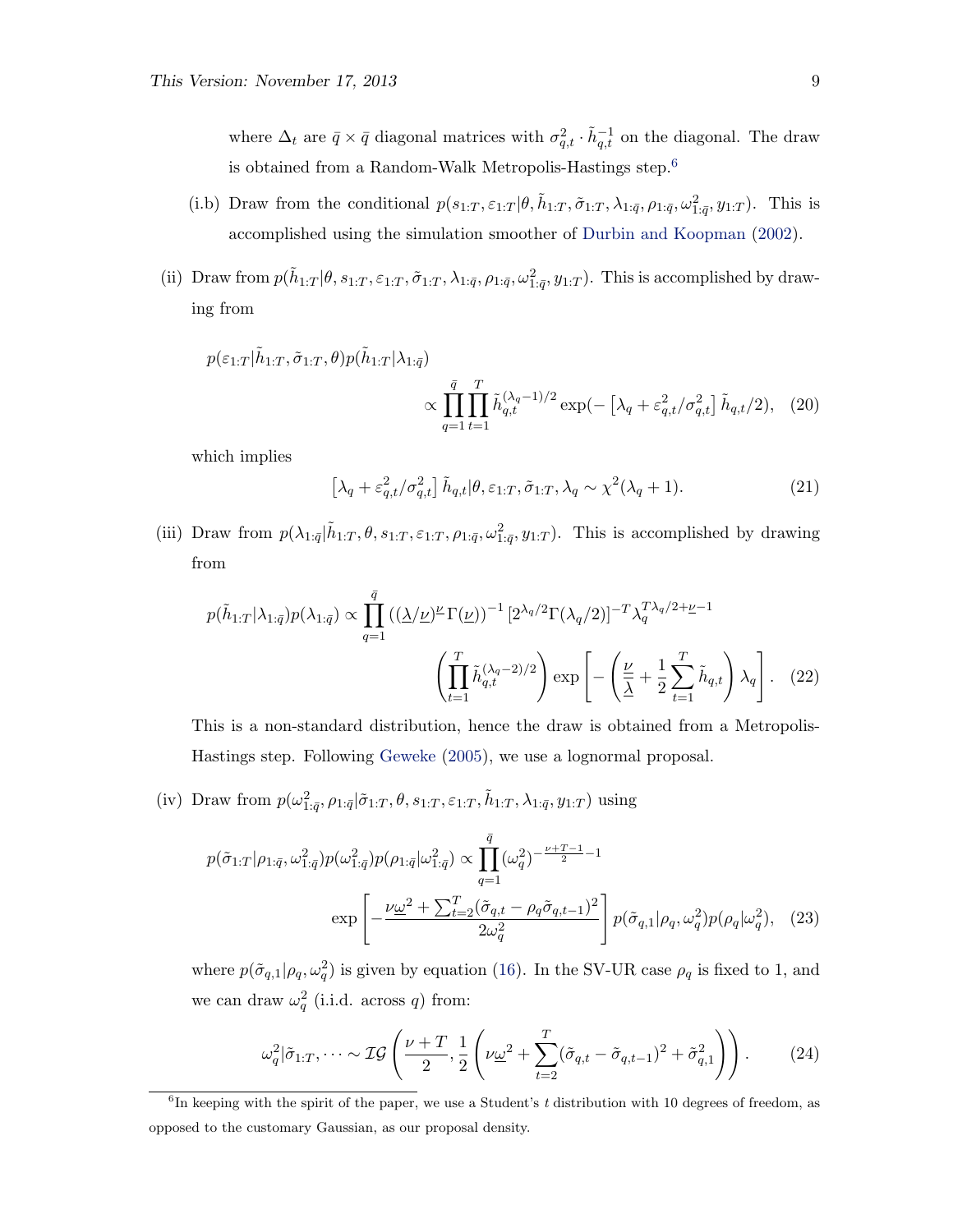where $\Delta_t$ are $\bar{q} \times \bar{q}$ diagonal matrices with $\sigma^2_{q,t} \cdot \tilde{h}^{-1}_{q,t}$ on the diagonal. The draw is obtained from a Random-Walk Metropolis-Hastings step.[6]

(i.b) Draw from the conditional $p(s_{1:T}, \varepsilon_{1:T}|\theta, \tilde{h}_{1:T}, \tilde{\sigma}_{1:T}, \lambda_{1:\bar{q}}, \rho_{1:\bar{q}}, \omega^2_{1:\bar{q}}, y_{1:T})$. This is accomplished using the simulation smoother of Durbin and Koopman (2002).

(ii) Draw from $p(\tilde{h}_{1:T}|\theta, s_{1:T}, \varepsilon_{1:T}, \tilde{\sigma}_{1:T}, \lambda_{1:\bar{q}}, \rho_{1:\bar{q}}, \omega^2_{1:\bar{q}}, y_{1:T})$. This is accomplished by drawing from

$$p(\varepsilon_{1:T}|\tilde{h}_{1:T}, \tilde{\sigma}_{1:T}, \theta)p(\tilde{h}_{1:T}|\lambda_{1:\bar{q}}) \propto \prod_{q=1}^{\bar{q}} \prod_{t=1}^{T} \tilde{h}_{q,t}^{(\lambda_q - 1)/2} \exp(-\left[\lambda_q + \varepsilon^2_{q,t}/\sigma^2_{q,t}\right] \tilde{h}_{q,t}/2), \quad (20)$$

which implies

$$\left[\lambda_q + \varepsilon^2_{q,t}/\sigma^2_{q,t}\right] \tilde{h}_{q,t}|\theta, \varepsilon_{1:T}, \tilde{\sigma}_{1:T}, \lambda_q \sim \chi^2(\lambda_q + 1). \quad (21)$$

(iii) Draw from $p(\lambda_{1:\bar{q}}|\tilde{h}_{1:T}, \theta, s_{1:T}, \varepsilon_{1:T}, \rho_{1:\bar{q}}, \omega^2_{1:\bar{q}}, y_{1:T})$. This is accomplished by drawing from

$$p(\tilde{h}_{1:T}|\lambda_{1:\bar{q}})p(\lambda_{1:\bar{q}}) \propto \prod_{q=1}^{\bar{q}} \left((\underline{\lambda}/\underline{\nu})^{\underline{\nu}}\Gamma(\underline{\nu})\right)^{-1} \left[2^{\lambda_q/2}\Gamma(\lambda_q/2)\right]^{-T} \lambda_q^{T\lambda_q/2 + \underline{\nu} - 1} \left(\prod_{t=1}^{T} \tilde{h}_{q,t}^{(\lambda_q - 2)/2}\right) \exp\left[-\left(\frac{\underline{\nu}}{\underline{\lambda}} + \frac{1}{2}\sum_{t=1}^{T} \tilde{h}_{q,t}\right)\lambda_q\right]. \quad (22)$$

This is a non-standard distribution, hence the draw is obtained from a Metropolis-Hastings step. Following Geweke (2005), we use a lognormal proposal.

(iv) Draw from $p(\omega^2_{1:\bar{q}}, \rho_{1:\bar{q}}|\tilde{\sigma}_{1:T}, \theta, s_{1:T}, \varepsilon_{1:T}, \tilde{h}_{1:T}, \lambda_{1:\bar{q}}, y_{1:T})$ using

$$p(\tilde{\sigma}_{1:T}|\rho_{1:\bar{q}}, \omega^2_{1:\bar{q}})p(\omega^2_{1:\bar{q}})p(\rho_{1:\bar{q}}|\omega^2_{1:\bar{q}}) \propto \prod_{q=1}^{\bar{q}} (\omega^2_q)^{-\frac{\nu + T - 1}{2} - 1} \exp\left[-\frac{\nu\underline{\omega}^2 + \sum_{t=2}^{T}(\tilde{\sigma}_{q,t} - \rho_q\tilde{\sigma}_{q,t-1})^2}{2\omega^2_q}\right] p(\tilde{\sigma}_{q,1}|\rho_q, \omega^2_q)p(\rho_q|\omega^2_q), \quad (23)$$

where $p(\tilde{\sigma}_{q,1}|\rho_q, \omega^2_q)$ is given by equation (16). In the SV-UR case $\rho_q$ is fixed to 1, and we can draw $\omega^2_q$ (i.i.d. across $q$) from:

$$\omega^2_q|\tilde{\sigma}_{1:T}, \dots \sim \mathcal{IG}\left(\frac{\nu + T}{2}, \frac{1}{2}\left(\nu\underline{\omega}^2 + \sum_{t=2}^{T}(\tilde{\sigma}_{q,t} - \tilde{\sigma}_{q,t-1})^2 + \tilde{\sigma}^2_{q,1}\right)\right). \quad (24)$$

[6]In keeping with the spirit of the paper, we use a Student's $t$ distribution with 10 degrees of freedom, as opposed to the customary Gaussian, as our proposal density.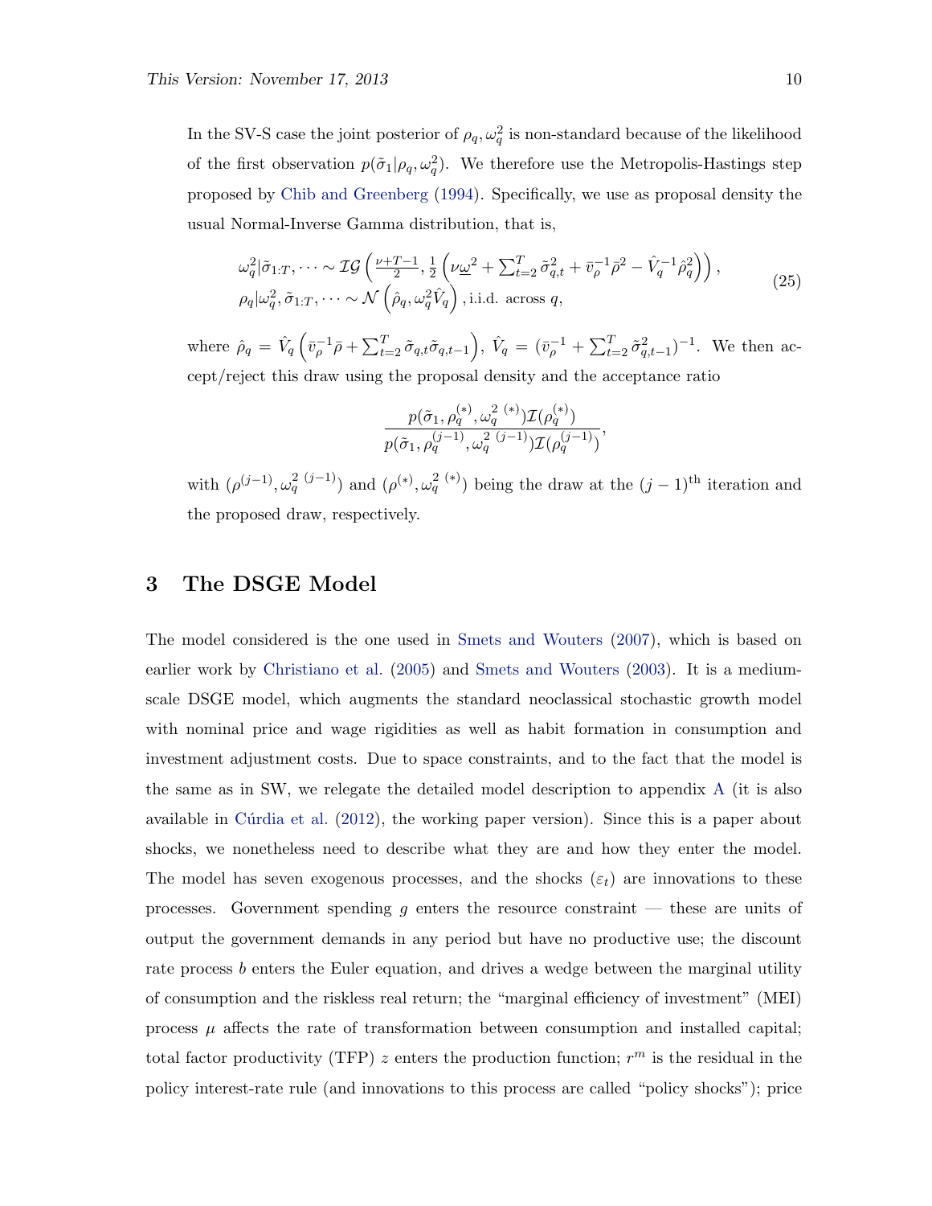In the SV-S case the joint posterior of $\rho_q, \omega_q^2$ is non-standard because of the likelihood of the first observation $p(\tilde{\sigma}_1|\rho_q, \omega_q^2)$. We therefore use the Metropolis-Hastings step proposed by Chib and Greenberg (1994). Specifically, we use as proposal density the usual Normal-Inverse Gamma distribution, that is,

$$
\begin{aligned}
&\omega_q^2|\tilde{\sigma}_{1:T}, \dots \sim \mathcal{IG}\left(\frac{\nu+T-1}{2}, \frac{1}{2}\left(\nu\underline{\omega}^2 + \sum_{t=2}^T \tilde{\sigma}_{q,t}^2 + \bar{v}_\rho^{-1}\bar{\rho}^2 - \hat{V}_q^{-1}\hat{\rho}_q^2\right)\right), \\
&\rho_q|\omega_q^2, \tilde{\sigma}_{1:T}, \dots \sim \mathcal{N}\left(\hat{\rho}_q, \omega_q^2\hat{V}_q\right), \text{i.i.d. across } q,
\end{aligned}
\tag{25}
$$

where $\hat{\rho}_q = \hat{V}_q\left(\bar{v}_\rho^{-1}\bar{\rho} + \sum_{t=2}^T \tilde{\sigma}_{q,t}\tilde{\sigma}_{q,t-1}\right)$, $\hat{V}_q = (\bar{v}_\rho^{-1} + \sum_{t=2}^T \tilde{\sigma}_{q,t-1}^2)^{-1}$. We then accept/reject this draw using the proposal density and the acceptance ratio

$$
\frac{p(\tilde{\sigma}_1, \rho_q^{(*)}, \omega_q^{2\ (*)})\mathcal{I}(\rho_q^{(*)})}{p(\tilde{\sigma}_1, \rho_q^{(j-1)}, \omega_q^{2\ (j-1)})\mathcal{I}(\rho_q^{(j-1)})},
$$

with $(\rho^{(j-1)}, \omega_q^{2\ (j-1)})$ and $(\rho^{(*)}, \omega_q^{2\ (*)})$ being the draw at the $(j-1)^{\text{th}}$ iteration and the proposed draw, respectively.

## 3 The DSGE Model

The model considered is the one used in Smets and Wouters (2007), which is based on earlier work by Christiano et al. (2005) and Smets and Wouters (2003). It is a medium-scale DSGE model, which augments the standard neoclassical stochastic growth model with nominal price and wage rigidities as well as habit formation in consumption and investment adjustment costs. Due to space constraints, and to the fact that the model is the same as in SW, we relegate the detailed model description to appendix A (it is also available in Cúrdia et al. (2012), the working paper version). Since this is a paper about shocks, we nonetheless need to describe what they are and how they enter the model. The model has seven exogenous processes, and the shocks ($\varepsilon_t$) are innovations to these processes. Government spending $g$ enters the resource constraint — these are units of output the government demands in any period but have no productive use; the discount rate process $b$ enters the Euler equation, and drives a wedge between the marginal utility of consumption and the riskless real return; the "marginal efficiency of investment" (MEI) process $\mu$ affects the rate of transformation between consumption and installed capital; total factor productivity (TFP) $z$ enters the production function; $r^m$ is the residual in the policy interest-rate rule (and innovations to this process are called "policy shocks"); price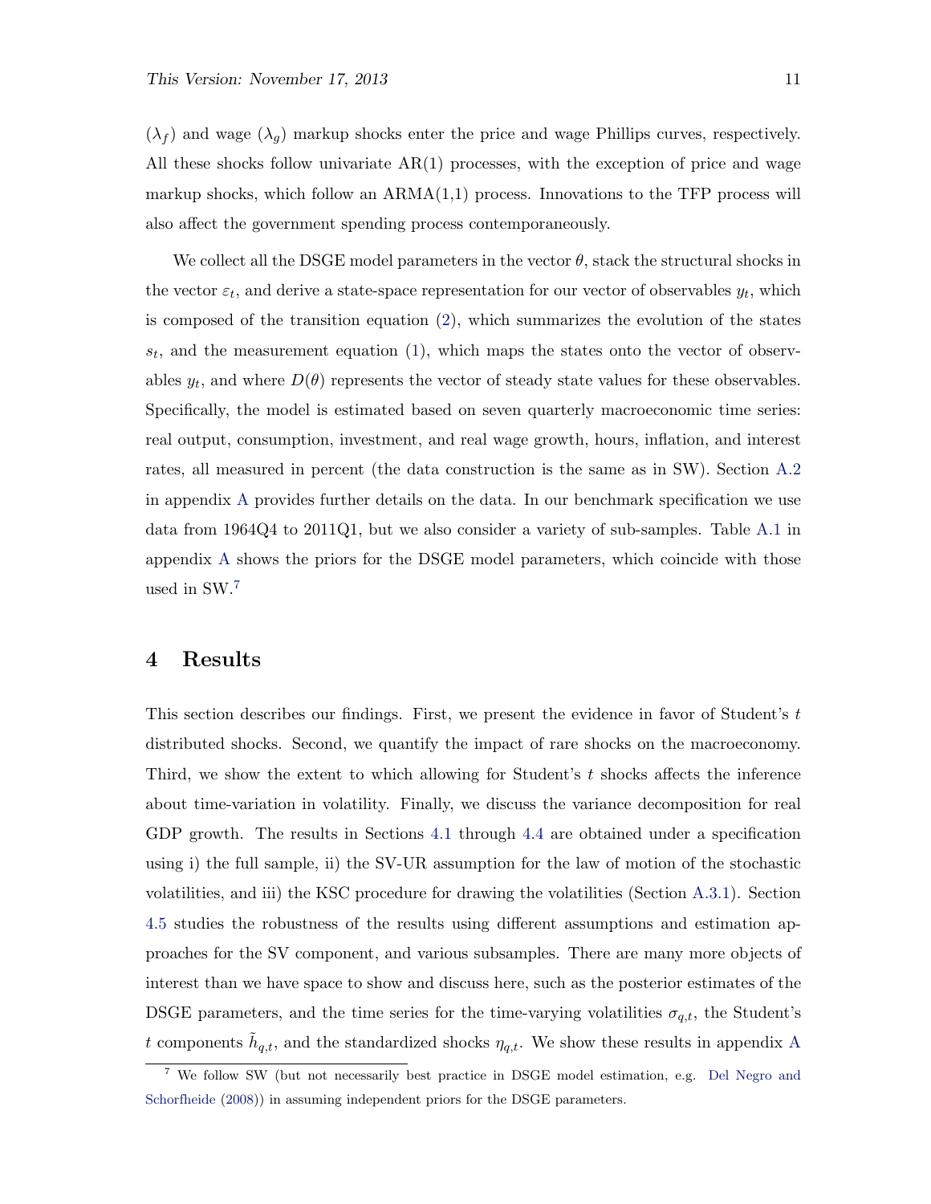($\lambda_f$) and wage ($\lambda_g$) markup shocks enter the price and wage Phillips curves, respectively. All these shocks follow univariate AR(1) processes, with the exception of price and wage markup shocks, which follow an ARMA(1,1) process. Innovations to the TFP process will also affect the government spending process contemporaneously.

We collect all the DSGE model parameters in the vector $\theta$, stack the structural shocks in the vector $\varepsilon_t$, and derive a state-space representation for our vector of observables $y_t$, which is composed of the transition equation (2), which summarizes the evolution of the states $s_t$, and the measurement equation (1), which maps the states onto the vector of observables $y_t$, and where $D(\theta)$ represents the vector of steady state values for these observables. Specifically, the model is estimated based on seven quarterly macroeconomic time series: real output, consumption, investment, and real wage growth, hours, inflation, and interest rates, all measured in percent (the data construction is the same as in SW). Section A.2 in appendix A provides further details on the data. In our benchmark specification we use data from 1964Q4 to 2011Q1, but we also consider a variety of sub-samples. Table A.1 in appendix A shows the priors for the DSGE model parameters, which coincide with those used in SW.[7]

# 4 Results

This section describes our findings. First, we present the evidence in favor of Student's $t$ distributed shocks. Second, we quantify the impact of rare shocks on the macroeconomy. Third, we show the extent to which allowing for Student's $t$ shocks affects the inference about time-variation in volatility. Finally, we discuss the variance decomposition for real GDP growth. The results in Sections 4.1 through 4.4 are obtained under a specification using i) the full sample, ii) the SV-UR assumption for the law of motion of the stochastic volatilities, and iii) the KSC procedure for drawing the volatilities (Section A.3.1). Section 4.5 studies the robustness of the results using different assumptions and estimation approaches for the SV component, and various subsamples. There are many more objects of interest than we have space to show and discuss here, such as the posterior estimates of the DSGE parameters, and the time series for the time-varying volatilities $\sigma_{q,t}$, the Student's $t$ components $\tilde{h}_{q,t}$, and the standardized shocks $\eta_{q,t}$. We show these results in appendix A

[7] We follow SW (but not necessarily best practice in DSGE model estimation, e.g. Del Negro and Schorfheide (2008)) in assuming independent priors for the DSGE parameters.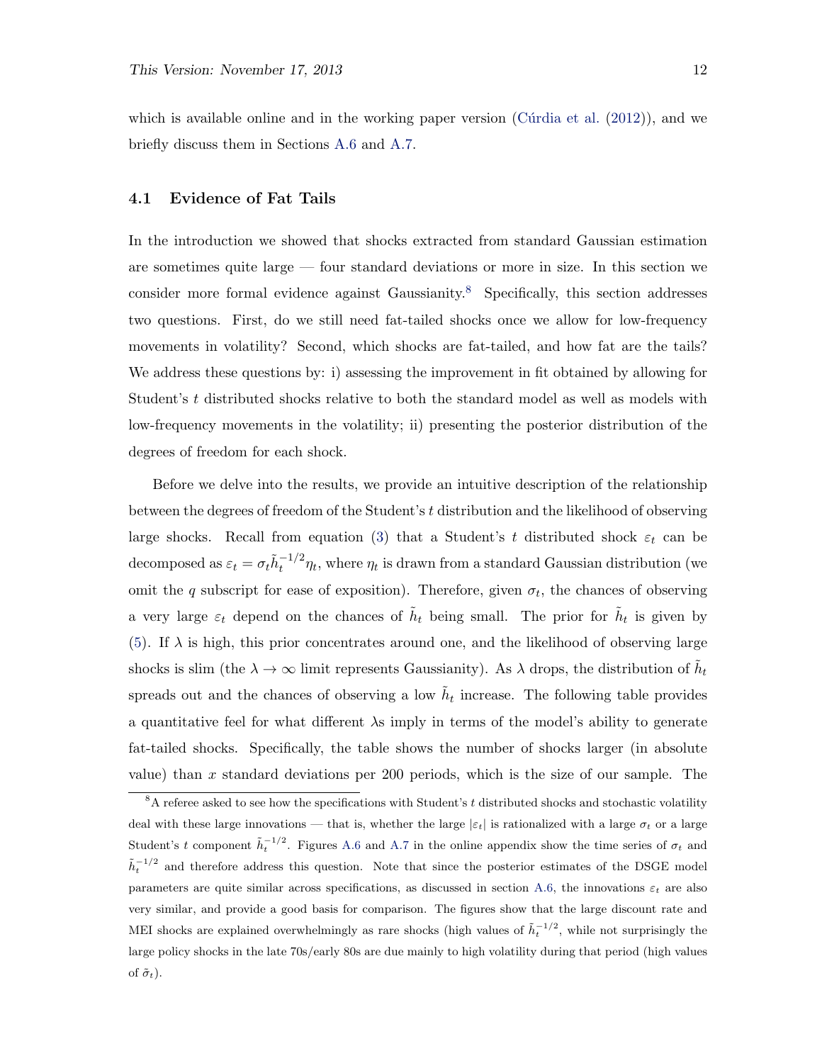which is available online and in the working paper version (Cúrdia et al. (2012)), and we briefly discuss them in Sections A.6 and A.7.

### 4.1 Evidence of Fat Tails

In the introduction we showed that shocks extracted from standard Gaussian estimation are sometimes quite large — four standard deviations or more in size. In this section we consider more formal evidence against Gaussianity.[8] Specifically, this section addresses two questions. First, do we still need fat-tailed shocks once we allow for low-frequency movements in volatility? Second, which shocks are fat-tailed, and how fat are the tails? We address these questions by: i) assessing the improvement in fit obtained by allowing for Student's $t$ distributed shocks relative to both the standard model as well as models with low-frequency movements in the volatility; ii) presenting the posterior distribution of the degrees of freedom for each shock.

Before we delve into the results, we provide an intuitive description of the relationship between the degrees of freedom of the Student's $t$ distribution and the likelihood of observing large shocks. Recall from equation (3) that a Student's $t$ distributed shock $\varepsilon_t$ can be decomposed as $\varepsilon_t = \sigma_t \tilde{h}_t^{-1/2} \eta_t$, where $\eta_t$ is drawn from a standard Gaussian distribution (we omit the $q$ subscript for ease of exposition). Therefore, given $\sigma_t$, the chances of observing a very large $\varepsilon_t$ depend on the chances of $\tilde{h}_t$ being small. The prior for $\tilde{h}_t$ is given by (5). If $\lambda$ is high, this prior concentrates around one, and the likelihood of observing large shocks is slim (the $\lambda \to \infty$ limit represents Gaussianity). As $\lambda$ drops, the distribution of $\tilde{h}_t$ spreads out and the chances of observing a low $\tilde{h}_t$ increase. The following table provides a quantitative feel for what different $\lambda$s imply in terms of the model's ability to generate fat-tailed shocks. Specifically, the table shows the number of shocks larger (in absolute value) than $x$ standard deviations per 200 periods, which is the size of our sample. The

[8] A referee asked to see how the specifications with Student's $t$ distributed shocks and stochastic volatility deal with these large innovations — that is, whether the large $|\varepsilon_t|$ is rationalized with a large $\sigma_t$ or a large Student's $t$ component $\tilde{h}_t^{-1/2}$. Figures A.6 and A.7 in the online appendix show the time series of $\sigma_t$ and $\tilde{h}_t^{-1/2}$ and therefore address this question. Note that since the posterior estimates of the DSGE model parameters are quite similar across specifications, as discussed in section A.6, the innovations $\varepsilon_t$ are also very similar, and provide a good basis for comparison. The figures show that the large discount rate and MEI shocks are explained overwhelmingly as rare shocks (high values of $\tilde{h}_t^{-1/2}$, while not surprisingly the large policy shocks in the late 70s/early 80s are due mainly to high volatility during that period (high values of $\tilde{\sigma}_t$).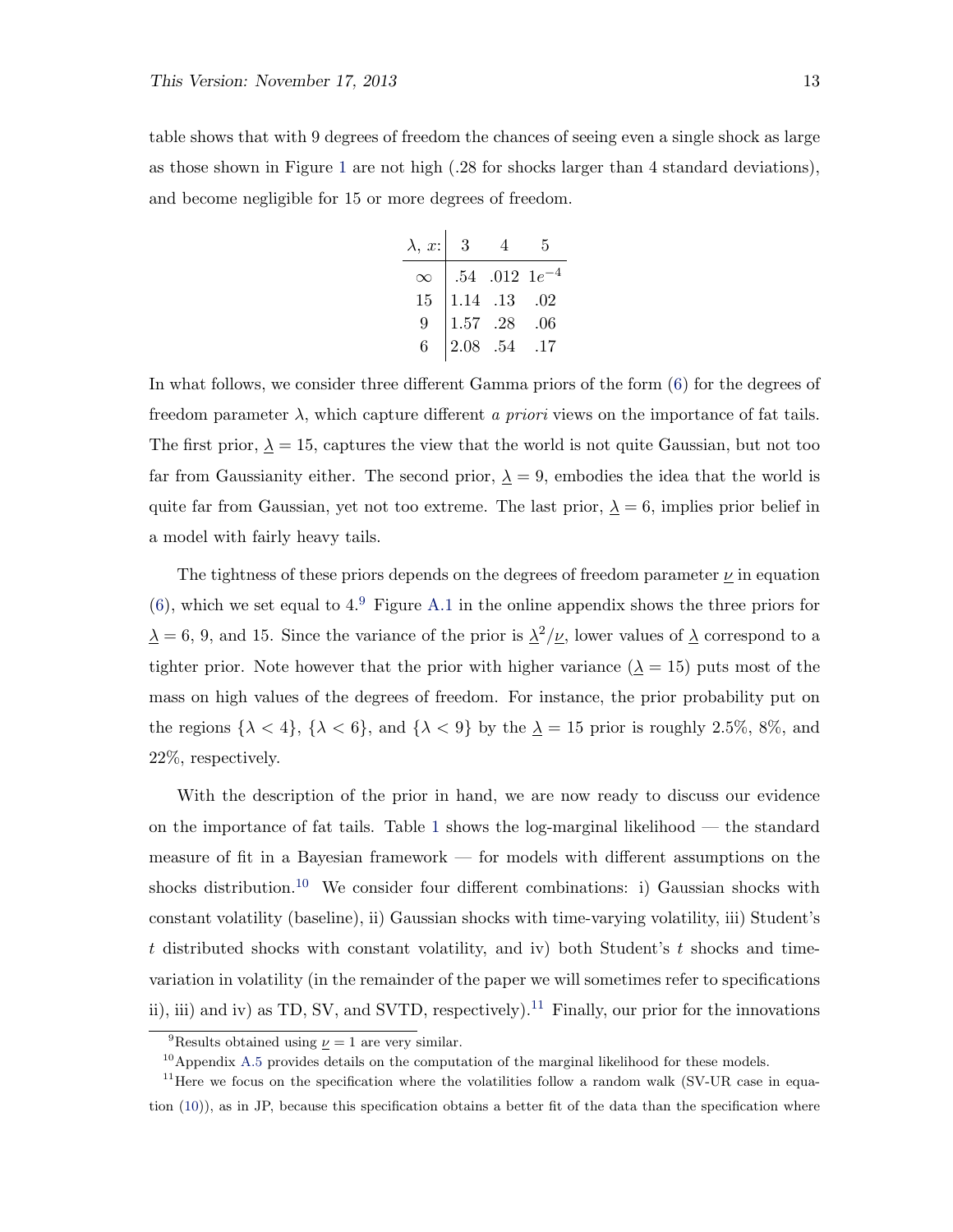table shows that with 9 degrees of freedom the chances of seeing even a single shock as large as those shown in Figure 1 are not high (.28 for shocks larger than 4 standard deviations), and become negligible for 15 or more degrees of freedom.

| $\lambda$, $x$: | 3 | 4 | 5 |
|---|---|---|---|
| $\infty$ | .54 | .012 | $1e^{-4}$ |
| 15 | 1.14 | .13 | .02 |
| 9 | 1.57 | .28 | .06 |
| 6 | 2.08 | .54 | .17 |

In what follows, we consider three different Gamma priors of the form (6) for the degrees of freedom parameter $\lambda$, which capture different *a priori* views on the importance of fat tails. The first prior, $\underline{\lambda} = 15$, captures the view that the world is not quite Gaussian, but not too far from Gaussianity either. The second prior, $\underline{\lambda} = 9$, embodies the idea that the world is quite far from Gaussian, yet not too extreme. The last prior, $\underline{\lambda} = 6$, implies prior belief in a model with fairly heavy tails.

The tightness of these priors depends on the degrees of freedom parameter $\underline{\nu}$ in equation (6), which we set equal to 4.[9] Figure A.1 in the online appendix shows the three priors for $\underline{\lambda} = 6$, 9, and 15. Since the variance of the prior is $\underline{\lambda}^2/\underline{\nu}$, lower values of $\underline{\lambda}$ correspond to a tighter prior. Note however that the prior with higher variance ($\underline{\lambda} = 15$) puts most of the mass on high values of the degrees of freedom. For instance, the prior probability put on the regions $\{\lambda < 4\}$, $\{\lambda < 6\}$, and $\{\lambda < 9\}$ by the $\underline{\lambda} = 15$ prior is roughly 2.5%, 8%, and 22%, respectively.

With the description of the prior in hand, we are now ready to discuss our evidence on the importance of fat tails. Table 1 shows the log-marginal likelihood — the standard measure of fit in a Bayesian framework — for models with different assumptions on the shocks distribution.[10] We consider four different combinations: i) Gaussian shocks with constant volatility (baseline), ii) Gaussian shocks with time-varying volatility, iii) Student's $t$ distributed shocks with constant volatility, and iv) both Student's $t$ shocks and time-variation in volatility (in the remainder of the paper we will sometimes refer to specifications ii), iii) and iv) as TD, SV, and SVTD, respectively).[11] Finally, our prior for the innovations

[9] Results obtained using $\underline{\nu} = 1$ are very similar.

[10] Appendix A.5 provides details on the computation of the marginal likelihood for these models.

[11] Here we focus on the specification where the volatilities follow a random walk (SV-UR case in equation (10)), as in JP, because this specification obtains a better fit of the data than the specification where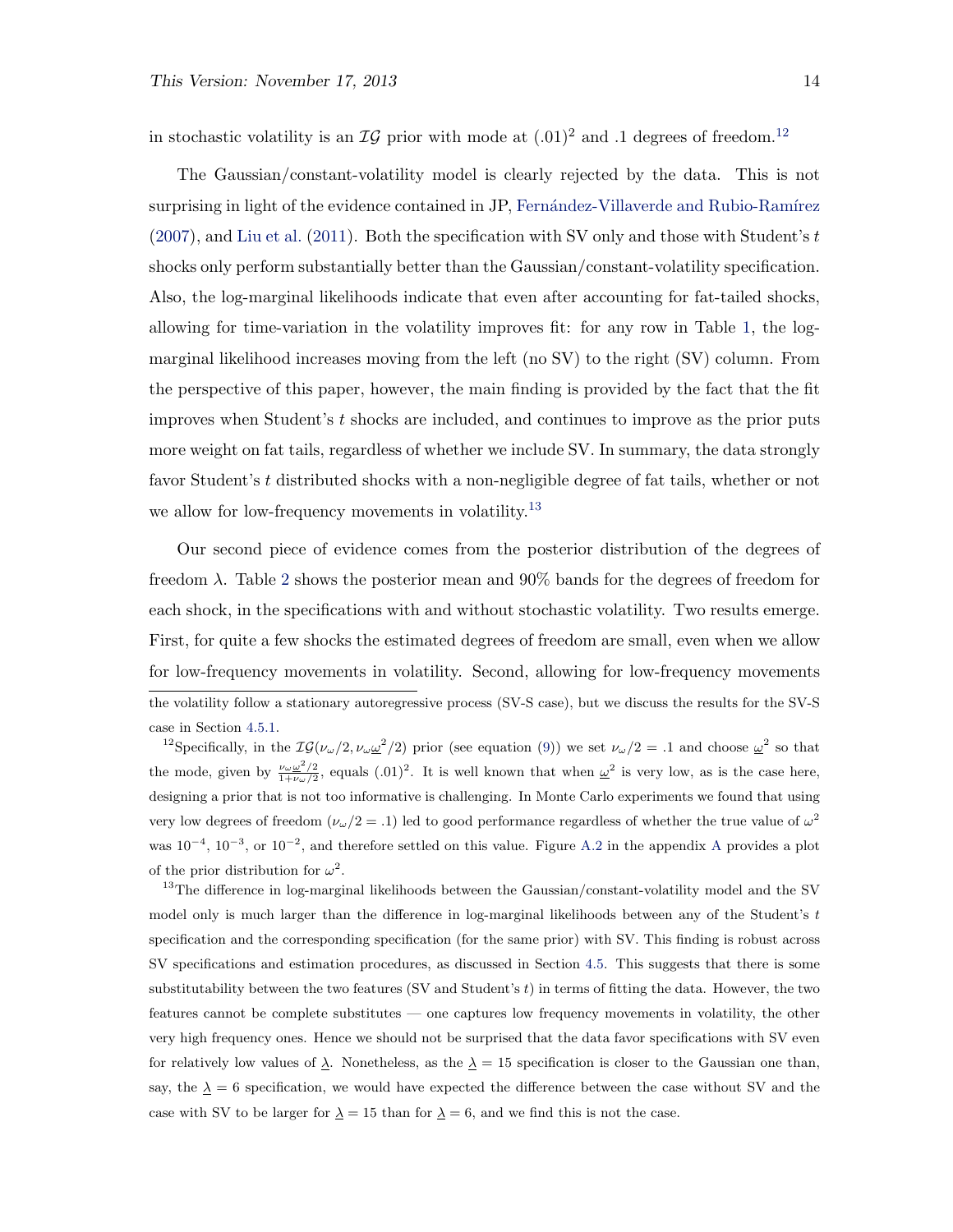in stochastic volatility is an $\mathcal{IG}$ prior with mode at $(.01)^2$ and .1 degrees of freedom.[12]

The Gaussian/constant-volatility model is clearly rejected by the data. This is not surprising in light of the evidence contained in JP, Fernández-Villaverde and Rubio-Ramírez (2007), and Liu et al. (2011). Both the specification with SV only and those with Student's $t$ shocks only perform substantially better than the Gaussian/constant-volatility specification. Also, the log-marginal likelihoods indicate that even after accounting for fat-tailed shocks, allowing for time-variation in the volatility improves fit: for any row in Table 1, the log-marginal likelihood increases moving from the left (no SV) to the right (SV) column. From the perspective of this paper, however, the main finding is provided by the fact that the fit improves when Student's $t$ shocks are included, and continues to improve as the prior puts more weight on fat tails, regardless of whether we include SV. In summary, the data strongly favor Student's $t$ distributed shocks with a non-negligible degree of fat tails, whether or not we allow for low-frequency movements in volatility.[13]

Our second piece of evidence comes from the posterior distribution of the degrees of freedom $\lambda$. Table 2 shows the posterior mean and 90% bands for the degrees of freedom for each shock, in the specifications with and without stochastic volatility. Two results emerge. First, for quite a few shocks the estimated degrees of freedom are small, even when we allow for low-frequency movements in volatility. Second, allowing for low-frequency movements

---

the volatility follow a stationary autoregressive process (SV-S case), but we discuss the results for the SV-S case in Section 4.5.1.

[12] Specifically, in the $\mathcal{IG}(\nu_\omega/2, \nu_\omega\underline{\omega}^2/2)$ prior (see equation (9)) we set $\nu_\omega/2 = .1$ and choose $\underline{\omega}^2$ so that the mode, given by $\frac{\nu_\omega\underline{\omega}^2/2}{1+\nu_\omega/2}$, equals $(.01)^2$. It is well known that when $\underline{\omega}^2$ is very low, as is the case here, designing a prior that is not too informative is challenging. In Monte Carlo experiments we found that using very low degrees of freedom ($\nu_\omega/2 = .1$) led to good performance regardless of whether the true value of $\omega^2$ was $10^{-4}$, $10^{-3}$, or $10^{-2}$, and therefore settled on this value. Figure A.2 in the appendix A provides a plot of the prior distribution for $\omega^2$.

[13] The difference in log-marginal likelihoods between the Gaussian/constant-volatility model and the SV model only is much larger than the difference in log-marginal likelihoods between any of the Student's $t$ specification and the corresponding specification (for the same prior) with SV. This finding is robust across SV specifications and estimation procedures, as discussed in Section 4.5. This suggests that there is some substitutability between the two features (SV and Student's $t$) in terms of fitting the data. However, the two features cannot be complete substitutes — one captures low frequency movements in volatility, the other very high frequency ones. Hence we should not be surprised that the data favor specifications with SV even for relatively low values of $\underline{\lambda}$. Nonetheless, as the $\underline{\lambda} = 15$ specification is closer to the Gaussian one than, say, the $\underline{\lambda} = 6$ specification, we would have expected the difference between the case without SV and the case with SV to be larger for $\underline{\lambda} = 15$ than for $\underline{\lambda} = 6$, and we find this is not the case.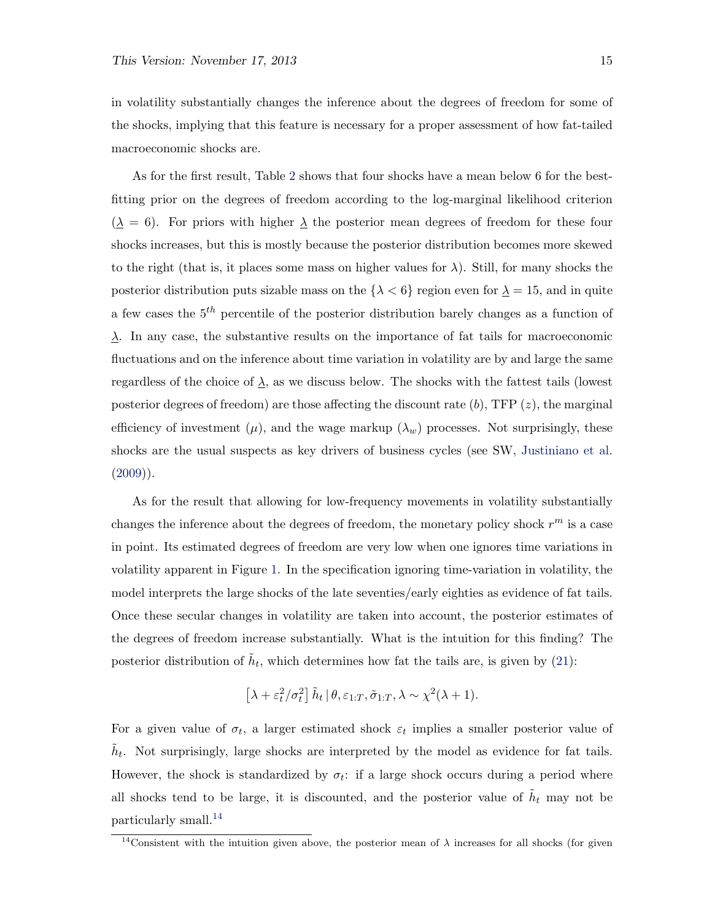in volatility substantially changes the inference about the degrees of freedom for some of the shocks, implying that this feature is necessary for a proper assessment of how fat-tailed macroeconomic shocks are.

As for the first result, Table 2 shows that four shocks have a mean below 6 for the best-fitting prior on the degrees of freedom according to the log-marginal likelihood criterion ($\underline{\lambda} = 6$). For priors with higher $\underline{\lambda}$ the posterior mean degrees of freedom for these four shocks increases, but this is mostly because the posterior distribution becomes more skewed to the right (that is, it places some mass on higher values for $\lambda$). Still, for many shocks the posterior distribution puts sizable mass on the $\{\lambda < 6\}$ region even for $\underline{\lambda} = 15$, and in quite a few cases the $5^{th}$ percentile of the posterior distribution barely changes as a function of $\underline{\lambda}$. In any case, the substantive results on the importance of fat tails for macroeconomic fluctuations and on the inference about time variation in volatility are by and large the same regardless of the choice of $\underline{\lambda}$, as we discuss below. The shocks with the fattest tails (lowest posterior degrees of freedom) are those affecting the discount rate ($b$), TFP ($z$), the marginal efficiency of investment ($\mu$), and the wage markup ($\lambda_w$) processes. Not surprisingly, these shocks are the usual suspects as key drivers of business cycles (see SW, Justiniano et al. (2009)).

As for the result that allowing for low-frequency movements in volatility substantially changes the inference about the degrees of freedom, the monetary policy shock $r^m$ is a case in point. Its estimated degrees of freedom are very low when one ignores time variations in volatility apparent in Figure 1. In the specification ignoring time-variation in volatility, the model interprets the large shocks of the late seventies/early eighties as evidence of fat tails. Once these secular changes in volatility are taken into account, the posterior estimates of the degrees of freedom increase substantially. What is the intuition for this finding? The posterior distribution of $\tilde{h}_t$, which determines how fat the tails are, is given by (21):

$$\left[\lambda + \varepsilon_t^2/\sigma_t^2\right] \tilde{h}_t \,|\, \theta, \varepsilon_{1:T}, \tilde{\sigma}_{1:T}, \lambda \sim \chi^2(\lambda + 1).$$

For a given value of $\sigma_t$, a larger estimated shock $\varepsilon_t$ implies a smaller posterior value of $\tilde{h}_t$. Not surprisingly, large shocks are interpreted by the model as evidence for fat tails. However, the shock is standardized by $\sigma_t$: if a large shock occurs during a period where all shocks tend to be large, it is discounted, and the posterior value of $\tilde{h}_t$ may not be particularly small.[14]

[14]Consistent with the intuition given above, the posterior mean of $\lambda$ increases for all shocks (for given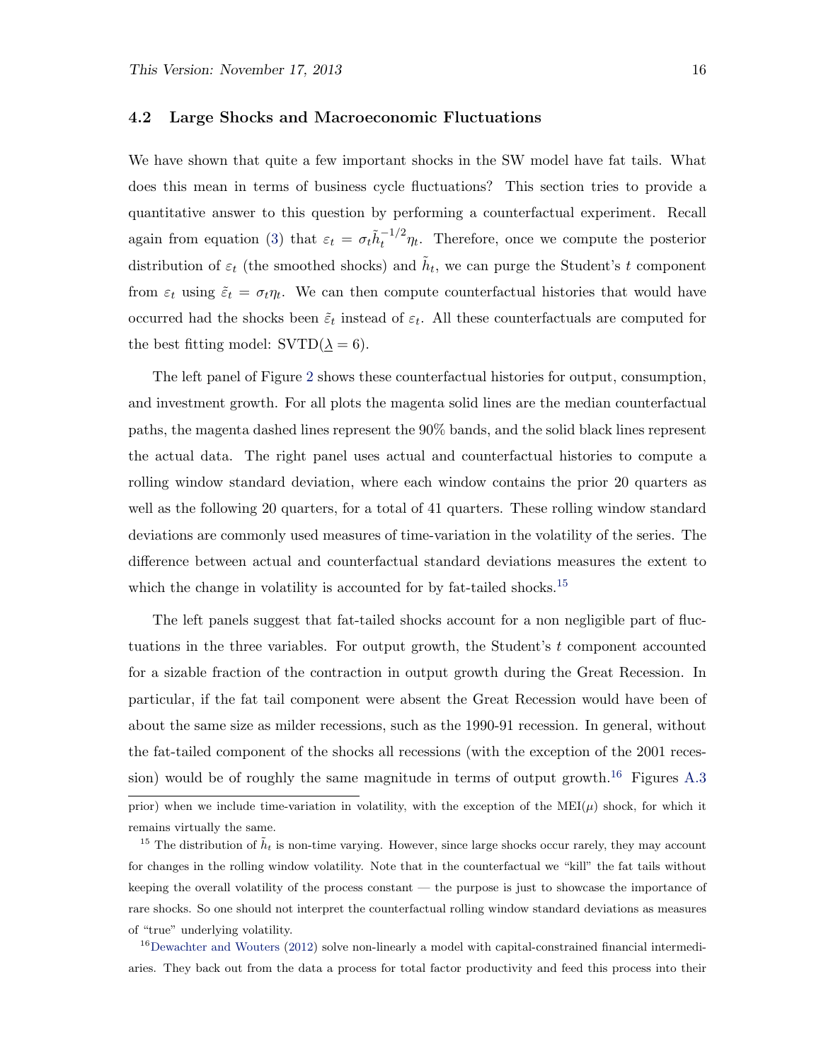### 4.2 Large Shocks and Macroeconomic Fluctuations

We have shown that quite a few important shocks in the SW model have fat tails. What does this mean in terms of business cycle fluctuations? This section tries to provide a quantitative answer to this question by performing a counterfactual experiment. Recall again from equation (3) that $\varepsilon_t = \sigma_t \tilde{h}_t^{-1/2} \eta_t$. Therefore, once we compute the posterior distribution of $\varepsilon_t$ (the smoothed shocks) and $\tilde{h}_t$, we can purge the Student's $t$ component from $\varepsilon_t$ using $\tilde{\varepsilon}_t = \sigma_t \eta_t$. We can then compute counterfactual histories that would have occurred had the shocks been $\tilde{\varepsilon}_t$ instead of $\varepsilon_t$. All these counterfactuals are computed for the best fitting model: SVTD($\underline{\lambda} = 6$).

The left panel of Figure 2 shows these counterfactual histories for output, consumption, and investment growth. For all plots the magenta solid lines are the median counterfactual paths, the magenta dashed lines represent the 90% bands, and the solid black lines represent the actual data. The right panel uses actual and counterfactual histories to compute a rolling window standard deviation, where each window contains the prior 20 quarters as well as the following 20 quarters, for a total of 41 quarters. These rolling window standard deviations are commonly used measures of time-variation in the volatility of the series. The difference between actual and counterfactual standard deviations measures the extent to which the change in volatility is accounted for by fat-tailed shocks.[15]

The left panels suggest that fat-tailed shocks account for a non negligible part of fluctuations in the three variables. For output growth, the Student's $t$ component accounted for a sizable fraction of the contraction in output growth during the Great Recession. In particular, if the fat tail component were absent the Great Recession would have been of about the same size as milder recessions, such as the 1990-91 recession. In general, without the fat-tailed component of the shocks all recessions (with the exception of the 2001 recession) would be of roughly the same magnitude in terms of output growth.[16] Figures A.3

prior) when we include time-variation in volatility, with the exception of the MEI($\mu$) shock, for which it remains virtually the same.

[15] The distribution of $\tilde{h}_t$ is non-time varying. However, since large shocks occur rarely, they may account for changes in the rolling window volatility. Note that in the counterfactual we "kill" the fat tails without keeping the overall volatility of the process constant — the purpose is just to showcase the importance of rare shocks. So one should not interpret the counterfactual rolling window standard deviations as measures of "true" underlying volatility.

[16] Dewachter and Wouters (2012) solve non-linearly a model with capital-constrained financial intermediaries. They back out from the data a process for total factor productivity and feed this process into their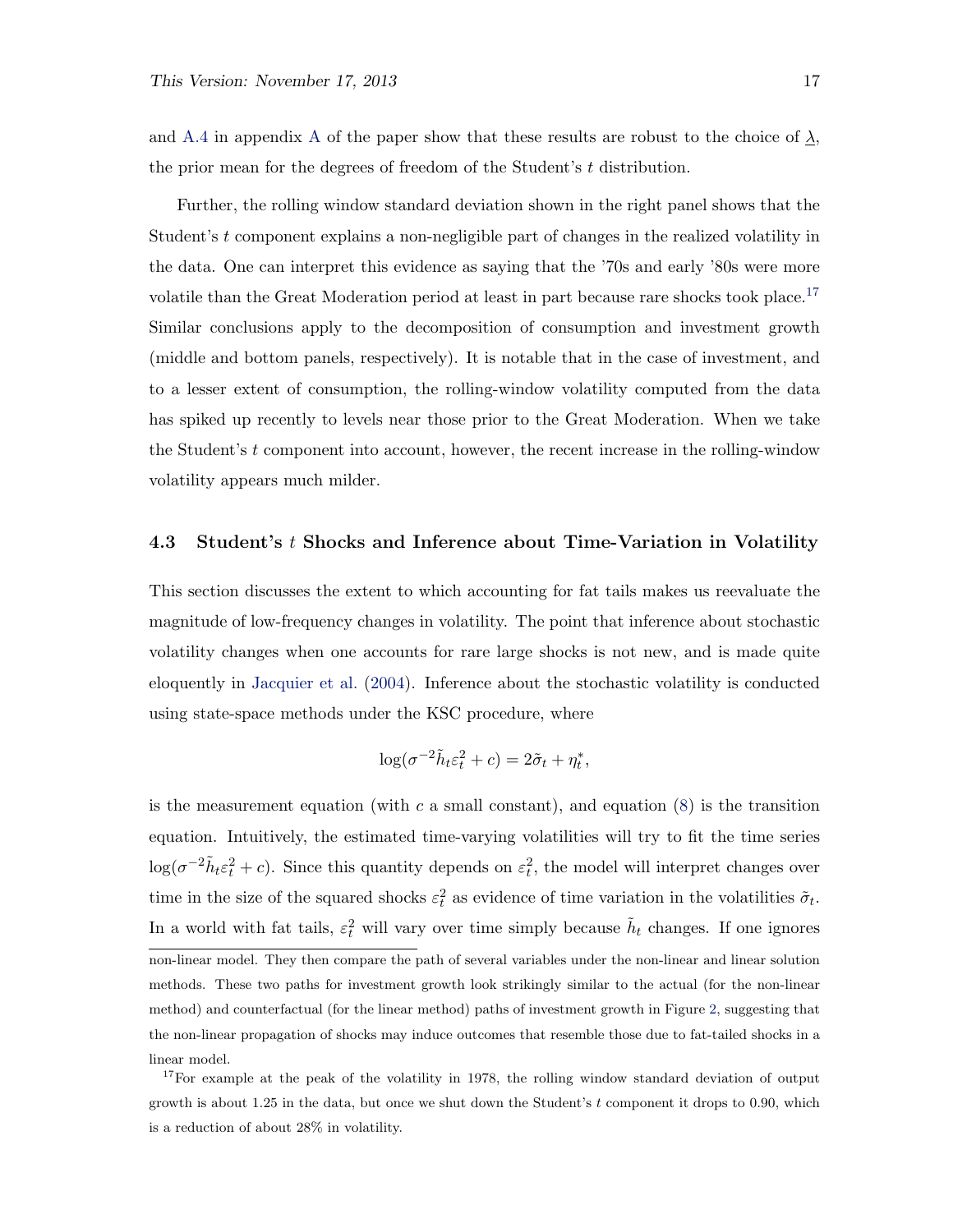and A.4 in appendix A of the paper show that these results are robust to the choice of $\underline{\lambda}$, the prior mean for the degrees of freedom of the Student's $t$ distribution.

Further, the rolling window standard deviation shown in the right panel shows that the Student's $t$ component explains a non-negligible part of changes in the realized volatility in the data. One can interpret this evidence as saying that the '70s and early '80s were more volatile than the Great Moderation period at least in part because rare shocks took place.[17] Similar conclusions apply to the decomposition of consumption and investment growth (middle and bottom panels, respectively). It is notable that in the case of investment, and to a lesser extent of consumption, the rolling-window volatility computed from the data has spiked up recently to levels near those prior to the Great Moderation. When we take the Student's $t$ component into account, however, the recent increase in the rolling-window volatility appears much milder.

### 4.3 Student's $t$ Shocks and Inference about Time-Variation in Volatility

This section discusses the extent to which accounting for fat tails makes us reevaluate the magnitude of low-frequency changes in volatility. The point that inference about stochastic volatility changes when one accounts for rare large shocks is not new, and is made quite eloquently in Jacquier et al. (2004). Inference about the stochastic volatility is conducted using state-space methods under the KSC procedure, where

$$\log(\sigma^{-2}\tilde{h}_t\varepsilon_t^2 + c) = 2\tilde{\sigma}_t + \eta_t^*,$$

is the measurement equation (with $c$ a small constant), and equation (8) is the transition equation. Intuitively, the estimated time-varying volatilities will try to fit the time series $\log(\sigma^{-2}\tilde{h}_t\varepsilon_t^2 + c)$. Since this quantity depends on $\varepsilon_t^2$, the model will interpret changes over time in the size of the squared shocks $\varepsilon_t^2$ as evidence of time variation in the volatilities $\tilde{\sigma}_t$. In a world with fat tails, $\varepsilon_t^2$ will vary over time simply because $\tilde{h}_t$ changes. If one ignores

non-linear model. They then compare the path of several variables under the non-linear and linear solution methods. These two paths for investment growth look strikingly similar to the actual (for the non-linear method) and counterfactual (for the linear method) paths of investment growth in Figure 2, suggesting that the non-linear propagation of shocks may induce outcomes that resemble those due to fat-tailed shocks in a linear model.

[17] For example at the peak of the volatility in 1978, the rolling window standard deviation of output growth is about 1.25 in the data, but once we shut down the Student's $t$ component it drops to 0.90, which is a reduction of about 28% in volatility.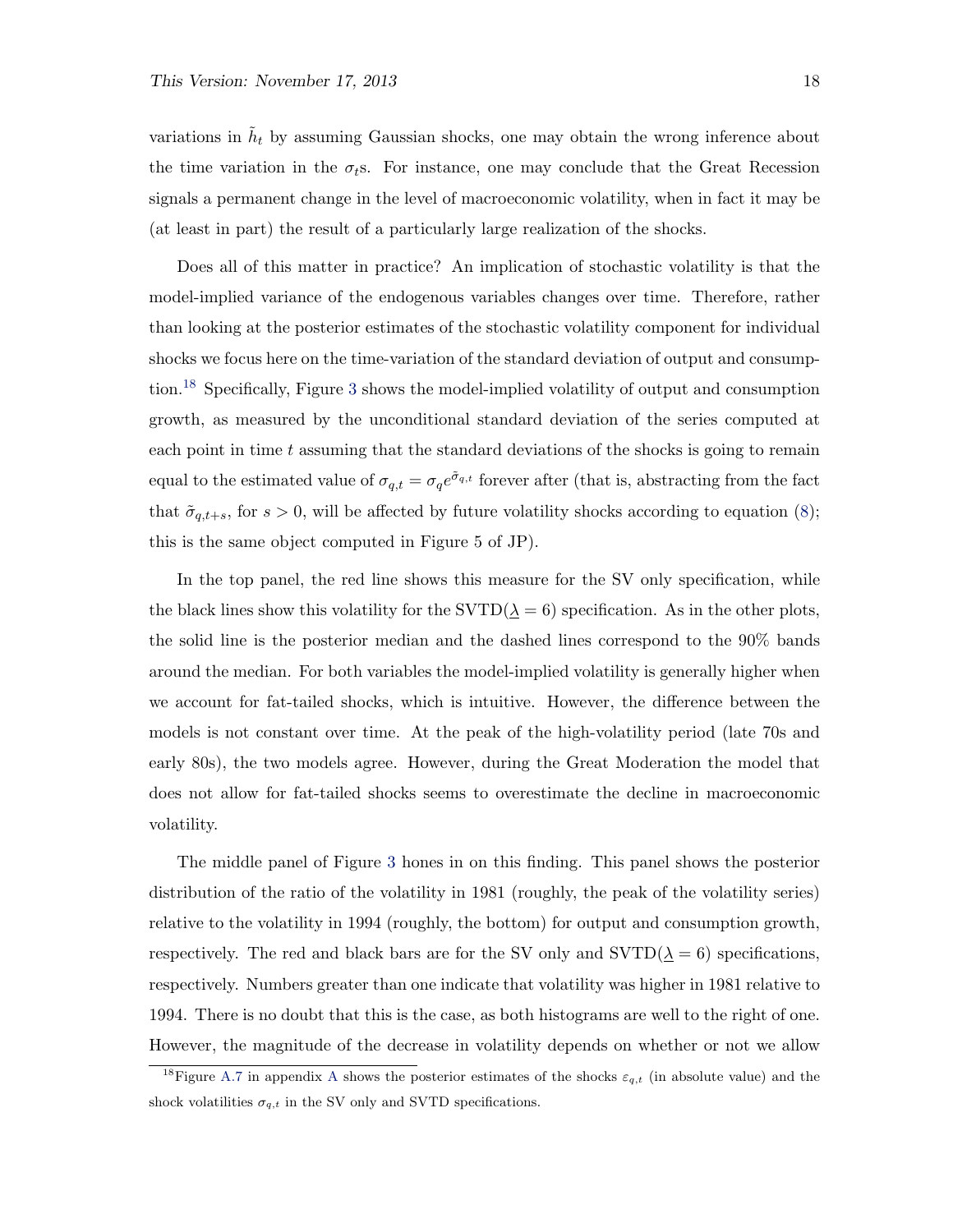variations in $\tilde{h}_t$ by assuming Gaussian shocks, one may obtain the wrong inference about the time variation in the $\sigma_t$s. For instance, one may conclude that the Great Recession signals a permanent change in the level of macroeconomic volatility, when in fact it may be (at least in part) the result of a particularly large realization of the shocks.

Does all of this matter in practice? An implication of stochastic volatility is that the model-implied variance of the endogenous variables changes over time. Therefore, rather than looking at the posterior estimates of the stochastic volatility component for individual shocks we focus here on the time-variation of the standard deviation of output and consumption.[18] Specifically, Figure 3 shows the model-implied volatility of output and consumption growth, as measured by the unconditional standard deviation of the series computed at each point in time $t$ assuming that the standard deviations of the shocks is going to remain equal to the estimated value of $\sigma_{q,t} = \sigma_q e^{\tilde{\sigma}_{q,t}}$ forever after (that is, abstracting from the fact that $\tilde{\sigma}_{q,t+s}$, for $s > 0$, will be affected by future volatility shocks according to equation (8); this is the same object computed in Figure 5 of JP).

In the top panel, the red line shows this measure for the SV only specification, while the black lines show this volatility for the SVTD($\underline{\lambda} = 6$) specification. As in the other plots, the solid line is the posterior median and the dashed lines correspond to the 90% bands around the median. For both variables the model-implied volatility is generally higher when we account for fat-tailed shocks, which is intuitive. However, the difference between the models is not constant over time. At the peak of the high-volatility period (late 70s and early 80s), the two models agree. However, during the Great Moderation the model that does not allow for fat-tailed shocks seems to overestimate the decline in macroeconomic volatility.

The middle panel of Figure 3 hones in on this finding. This panel shows the posterior distribution of the ratio of the volatility in 1981 (roughly, the peak of the volatility series) relative to the volatility in 1994 (roughly, the bottom) for output and consumption growth, respectively. The red and black bars are for the SV only and SVTD($\underline{\lambda} = 6$) specifications, respectively. Numbers greater than one indicate that volatility was higher in 1981 relative to 1994. There is no doubt that this is the case, as both histograms are well to the right of one. However, the magnitude of the decrease in volatility depends on whether or not we allow

[18] Figure A.7 in appendix A shows the posterior estimates of the shocks $\varepsilon_{q,t}$ (in absolute value) and the shock volatilities $\sigma_{q,t}$ in the SV only and SVTD specifications.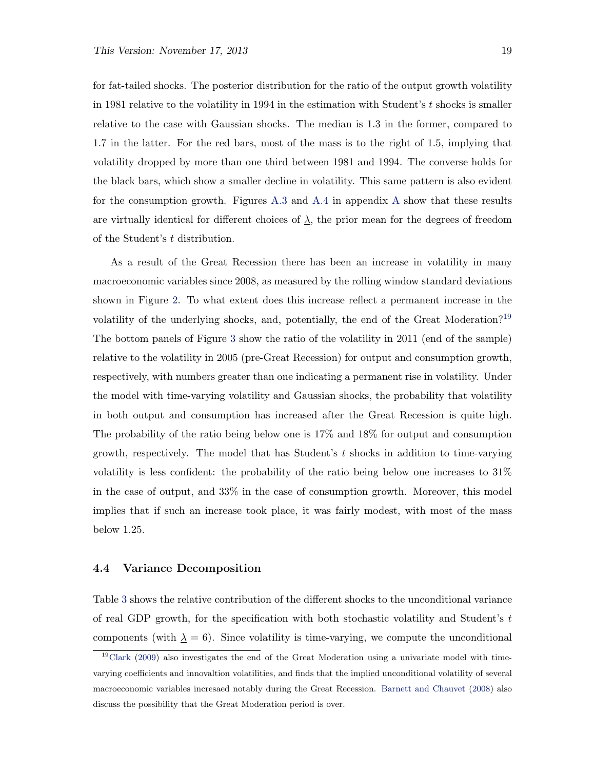for fat-tailed shocks. The posterior distribution for the ratio of the output growth volatility in 1981 relative to the volatility in 1994 in the estimation with Student's $t$ shocks is smaller relative to the case with Gaussian shocks. The median is 1.3 in the former, compared to 1.7 in the latter. For the red bars, most of the mass is to the right of 1.5, implying that volatility dropped by more than one third between 1981 and 1994. The converse holds for the black bars, which show a smaller decline in volatility. This same pattern is also evident for the consumption growth. Figures A.3 and A.4 in appendix A show that these results are virtually identical for different choices of $\underline{\lambda}$, the prior mean for the degrees of freedom of the Student's $t$ distribution.

As a result of the Great Recession there has been an increase in volatility in many macroeconomic variables since 2008, as measured by the rolling window standard deviations shown in Figure 2. To what extent does this increase reflect a permanent increase in the volatility of the underlying shocks, and, potentially, the end of the Great Moderation?[19] The bottom panels of Figure 3 show the ratio of the volatility in 2011 (end of the sample) relative to the volatility in 2005 (pre-Great Recession) for output and consumption growth, respectively, with numbers greater than one indicating a permanent rise in volatility. Under the model with time-varying volatility and Gaussian shocks, the probability that volatility in both output and consumption has increased after the Great Recession is quite high. The probability of the ratio being below one is 17% and 18% for output and consumption growth, respectively. The model that has Student's $t$ shocks in addition to time-varying volatility is less confident: the probability of the ratio being below one increases to 31% in the case of output, and 33% in the case of consumption growth. Moreover, this model implies that if such an increase took place, it was fairly modest, with most of the mass below 1.25.

### 4.4 Variance Decomposition

Table 3 shows the relative contribution of the different shocks to the unconditional variance of real GDP growth, for the specification with both stochastic volatility and Student's $t$ components (with $\underline{\lambda} = 6$). Since volatility is time-varying, we compute the unconditional

[19] Clark (2009) also investigates the end of the Great Moderation using a univariate model with time-varying coefficients and innovaltion volatilities, and finds that the implied unconditional volatility of several macroeconomic variables incresaed notably during the Great Recession. Barnett and Chauvet (2008) also discuss the possibility that the Great Moderation period is over.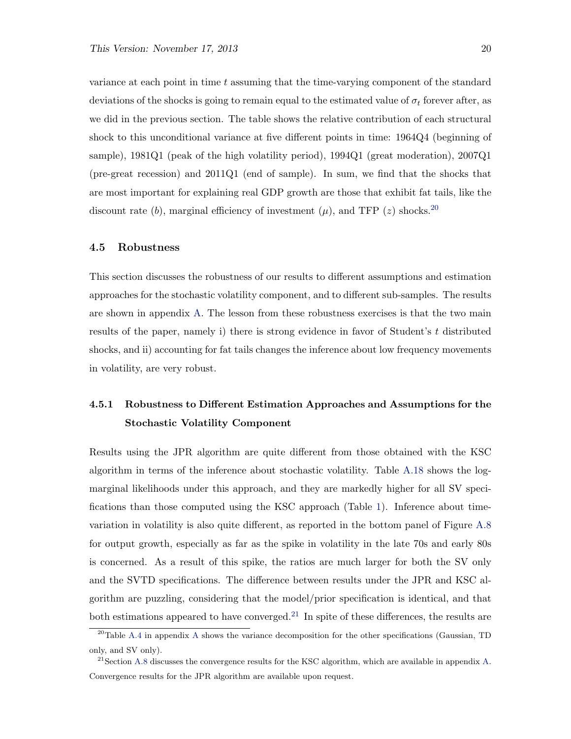variance at each point in time $t$ assuming that the time-varying component of the standard deviations of the shocks is going to remain equal to the estimated value of $\sigma_t$ forever after, as we did in the previous section. The table shows the relative contribution of each structural shock to this unconditional variance at five different points in time: 1964Q4 (beginning of sample), 1981Q1 (peak of the high volatility period), 1994Q1 (great moderation), 2007Q1 (pre-great recession) and 2011Q1 (end of sample). In sum, we find that the shocks that are most important for explaining real GDP growth are those that exhibit fat tails, like the discount rate ($b$), marginal efficiency of investment ($\mu$), and TFP ($z$) shocks.[20]

### 4.5 Robustness

This section discusses the robustness of our results to different assumptions and estimation approaches for the stochastic volatility component, and to different sub-samples. The results are shown in appendix A. The lesson from these robustness exercises is that the two main results of the paper, namely i) there is strong evidence in favor of Student's $t$ distributed shocks, and ii) accounting for fat tails changes the inference about low frequency movements in volatility, are very robust.

#### 4.5.1 Robustness to Different Estimation Approaches and Assumptions for the Stochastic Volatility Component

Results using the JPR algorithm are quite different from those obtained with the KSC algorithm in terms of the inference about stochastic volatility. Table A.18 shows the log-marginal likelihoods under this approach, and they are markedly higher for all SV specifications than those computed using the KSC approach (Table 1). Inference about time-variation in volatility is also quite different, as reported in the bottom panel of Figure A.8 for output growth, especially as far as the spike in volatility in the late 70s and early 80s is concerned. As a result of this spike, the ratios are much larger for both the SV only and the SVTD specifications. The difference between results under the JPR and KSC algorithm are puzzling, considering that the model/prior specification is identical, and that both estimations appeared to have converged.[21] In spite of these differences, the results are

[20] Table A.4 in appendix A shows the variance decomposition for the other specifications (Gaussian, TD only, and SV only).

[21] Section A.8 discusses the convergence results for the KSC algorithm, which are available in appendix A. Convergence results for the JPR algorithm are available upon request.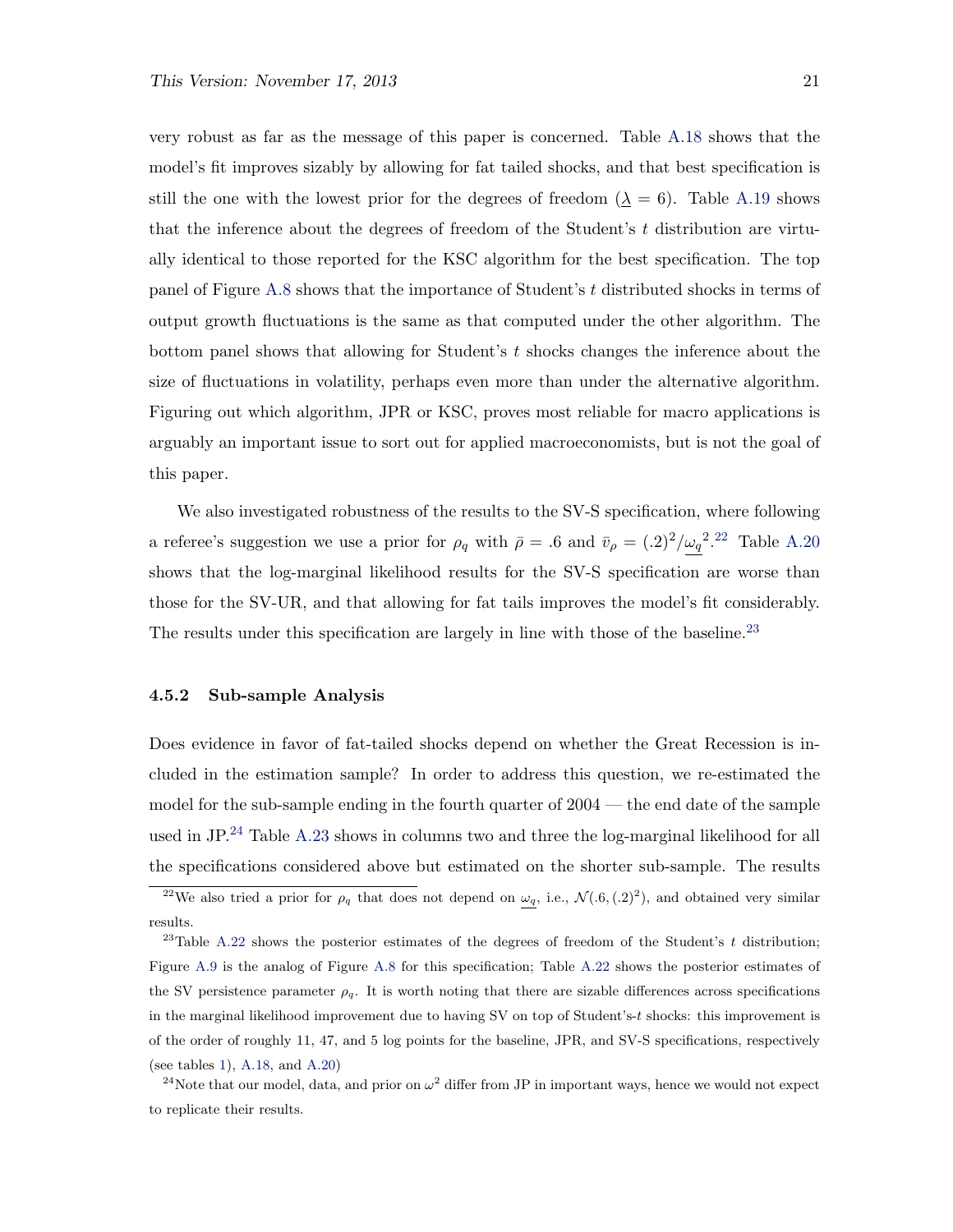very robust as far as the message of this paper is concerned. Table A.18 shows that the model's fit improves sizably by allowing for fat tailed shocks, and that best specification is still the one with the lowest prior for the degrees of freedom ($\underline{\lambda} = 6$). Table A.19 shows that the inference about the degrees of freedom of the Student's $t$ distribution are virtually identical to those reported for the KSC algorithm for the best specification. The top panel of Figure A.8 shows that the importance of Student's $t$ distributed shocks in terms of output growth fluctuations is the same as that computed under the other algorithm. The bottom panel shows that allowing for Student's $t$ shocks changes the inference about the size of fluctuations in volatility, perhaps even more than under the alternative algorithm. Figuring out which algorithm, JPR or KSC, proves most reliable for macro applications is arguably an important issue to sort out for applied macroeconomists, but is not the goal of this paper.

We also investigated robustness of the results to the SV-S specification, where following a referee's suggestion we use a prior for $\rho_q$ with $\bar{\rho} = .6$ and $\bar{v}_\rho = (.2)^2/\underline{\omega_q}^2$.[22] Table A.20 shows that the log-marginal likelihood results for the SV-S specification are worse than those for the SV-UR, and that allowing for fat tails improves the model's fit considerably. The results under this specification are largely in line with those of the baseline.[23]

### 4.5.2 Sub-sample Analysis

Does evidence in favor of fat-tailed shocks depend on whether the Great Recession is included in the estimation sample? In order to address this question, we re-estimated the model for the sub-sample ending in the fourth quarter of 2004 — the end date of the sample used in JP.[24] Table A.23 shows in columns two and three the log-marginal likelihood for all the specifications considered above but estimated on the shorter sub-sample. The results

---

[22] We also tried a prior for $\rho_q$ that does not depend on $\underline{\omega_q}$, i.e., $\mathcal{N}(.6, (.2)^2)$, and obtained very similar results.

[23] Table A.22 shows the posterior estimates of the degrees of freedom of the Student's $t$ distribution; Figure A.9 is the analog of Figure A.8 for this specification; Table A.22 shows the posterior estimates of the SV persistence parameter $\rho_q$. It is worth noting that there are sizable differences across specifications in the marginal likelihood improvement due to having SV on top of Student's-$t$ shocks: this improvement is of the order of roughly 11, 47, and 5 log points for the baseline, JPR, and SV-S specifications, respectively (see tables 1), A.18, and A.20)

[24] Note that our model, data, and prior on $\omega^2$ differ from JP in important ways, hence we would not expect to replicate their results.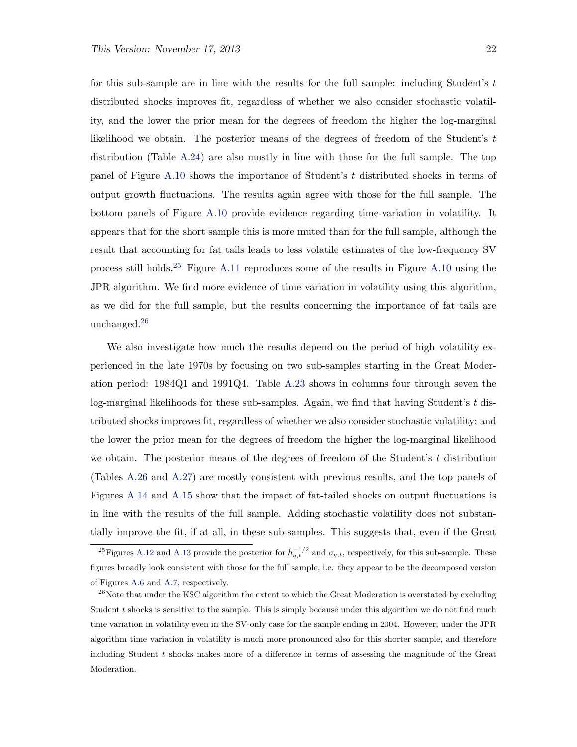for this sub-sample are in line with the results for the full sample: including Student's $t$ distributed shocks improves fit, regardless of whether we also consider stochastic volatility, and the lower the prior mean for the degrees of freedom the higher the log-marginal likelihood we obtain. The posterior means of the degrees of freedom of the Student's $t$ distribution (Table A.24) are also mostly in line with those for the full sample. The top panel of Figure A.10 shows the importance of Student's $t$ distributed shocks in terms of output growth fluctuations. The results again agree with those for the full sample. The bottom panels of Figure A.10 provide evidence regarding time-variation in volatility. It appears that for the short sample this is more muted than for the full sample, although the result that accounting for fat tails leads to less volatile estimates of the low-frequency SV process still holds.[25] Figure A.11 reproduces some of the results in Figure A.10 using the JPR algorithm. We find more evidence of time variation in volatility using this algorithm, as we did for the full sample, but the results concerning the importance of fat tails are unchanged.[26]

We also investigate how much the results depend on the period of high volatility experienced in the late 1970s by focusing on two sub-samples starting in the Great Moderation period: 1984Q1 and 1991Q4. Table A.23 shows in columns four through seven the log-marginal likelihoods for these sub-samples. Again, we find that having Student's $t$ distributed shocks improves fit, regardless of whether we also consider stochastic volatility; and the lower the prior mean for the degrees of freedom the higher the log-marginal likelihood we obtain. The posterior means of the degrees of freedom of the Student's $t$ distribution (Tables A.26 and A.27) are mostly consistent with previous results, and the top panels of Figures A.14 and A.15 show that the impact of fat-tailed shocks on output fluctuations is in line with the results of the full sample. Adding stochastic volatility does not substantially improve the fit, if at all, in these sub-samples. This suggests that, even if the Great

[25] Figures A.12 and A.13 provide the posterior for $\tilde{h}_{q,t}^{-1/2}$ and $\sigma_{q,t}$, respectively, for this sub-sample. These figures broadly look consistent with those for the full sample, i.e. they appear to be the decomposed version of Figures A.6 and A.7, respectively.

[26] Note that under the KSC algorithm the extent to which the Great Moderation is overstated by excluding Student $t$ shocks is sensitive to the sample. This is simply because under this algorithm we do not find much time variation in volatility even in the SV-only case for the sample ending in 2004. However, under the JPR algorithm time variation in volatility is much more pronounced also for this shorter sample, and therefore including Student $t$ shocks makes more of a difference in terms of assessing the magnitude of the Great Moderation.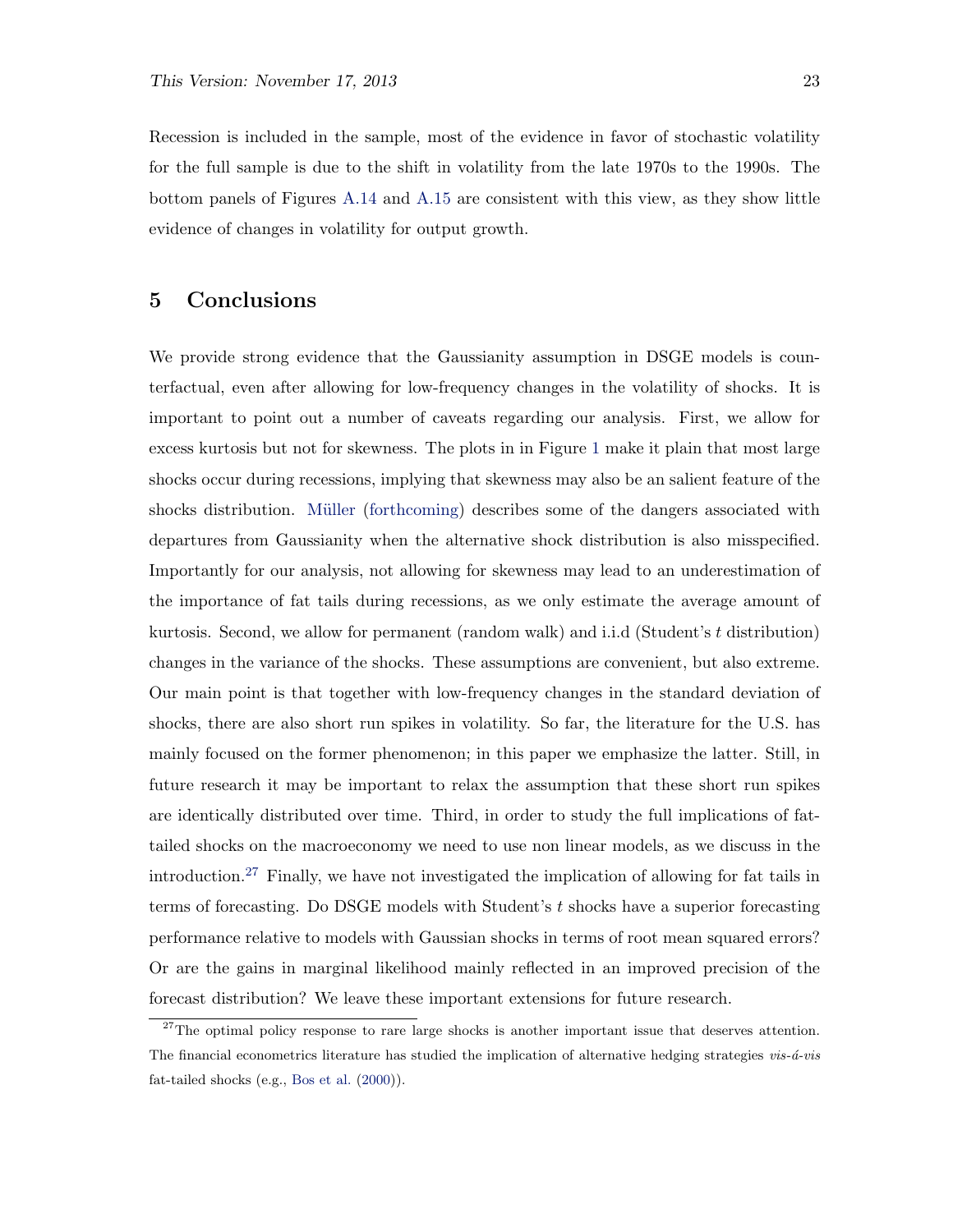Recession is included in the sample, most of the evidence in favor of stochastic volatility for the full sample is due to the shift in volatility from the late 1970s to the 1990s. The bottom panels of Figures A.14 and A.15 are consistent with this view, as they show little evidence of changes in volatility for output growth.

## 5 Conclusions

We provide strong evidence that the Gaussianity assumption in DSGE models is counterfactual, even after allowing for low-frequency changes in the volatility of shocks. It is important to point out a number of caveats regarding our analysis. First, we allow for excess kurtosis but not for skewness. The plots in in Figure 1 make it plain that most large shocks occur during recessions, implying that skewness may also be an salient feature of the shocks distribution. Müller (forthcoming) describes some of the dangers associated with departures from Gaussianity when the alternative shock distribution is also misspecified. Importantly for our analysis, not allowing for skewness may lead to an underestimation of the importance of fat tails during recessions, as we only estimate the average amount of kurtosis. Second, we allow for permanent (random walk) and i.i.d (Student's $t$ distribution) changes in the variance of the shocks. These assumptions are convenient, but also extreme. Our main point is that together with low-frequency changes in the standard deviation of shocks, there are also short run spikes in volatility. So far, the literature for the U.S. has mainly focused on the former phenomenon; in this paper we emphasize the latter. Still, in future research it may be important to relax the assumption that these short run spikes are identically distributed over time. Third, in order to study the full implications of fat-tailed shocks on the macroeconomy we need to use non linear models, as we discuss in the introduction.[27] Finally, we have not investigated the implication of allowing for fat tails in terms of forecasting. Do DSGE models with Student's $t$ shocks have a superior forecasting performance relative to models with Gaussian shocks in terms of root mean squared errors? Or are the gains in marginal likelihood mainly reflected in an improved precision of the forecast distribution? We leave these important extensions for future research.

[27] The optimal policy response to rare large shocks is another important issue that deserves attention. The financial econometrics literature has studied the implication of alternative hedging strategies *vis-á-vis* fat-tailed shocks (e.g., Bos et al. (2000)).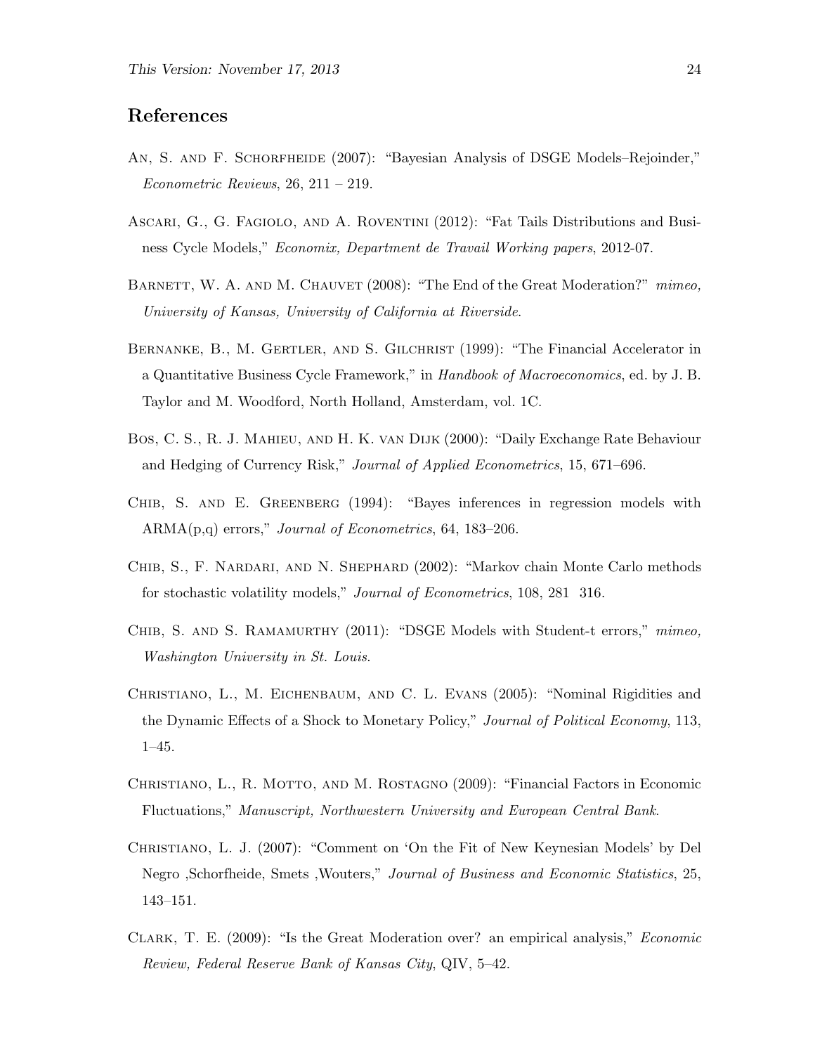## References

An, S. and F. Schorfheide (2007): "Bayesian Analysis of DSGE Models–Rejoinder," *Econometric Reviews*, 26, 211 – 219.

Ascari, G., G. Fagiolo, and A. Roventini (2012): "Fat Tails Distributions and Business Cycle Models," *Economix, Department de Travail Working papers*, 2012-07.

Barnett, W. A. and M. Chauvet (2008): "The End of the Great Moderation?" *mimeo, University of Kansas, University of California at Riverside*.

Bernanke, B., M. Gertler, and S. Gilchrist (1999): "The Financial Accelerator in a Quantitative Business Cycle Framework," in *Handbook of Macroeconomics*, ed. by J. B. Taylor and M. Woodford, North Holland, Amsterdam, vol. 1C.

Bos, C. S., R. J. Mahieu, and H. K. van Dijk (2000): "Daily Exchange Rate Behaviour and Hedging of Currency Risk," *Journal of Applied Econometrics*, 15, 671–696.

Chib, S. and E. Greenberg (1994): "Bayes inferences in regression models with ARMA(p,q) errors," *Journal of Econometrics*, 64, 183–206.

Chib, S., F. Nardari, and N. Shephard (2002): "Markov chain Monte Carlo methods for stochastic volatility models," *Journal of Econometrics*, 108, 281 316.

Chib, S. and S. Ramamurthy (2011): "DSGE Models with Student-t errors," *mimeo, Washington University in St. Louis*.

Christiano, L., M. Eichenbaum, and C. L. Evans (2005): "Nominal Rigidities and the Dynamic Effects of a Shock to Monetary Policy," *Journal of Political Economy*, 113, 1–45.

Christiano, L., R. Motto, and M. Rostagno (2009): "Financial Factors in Economic Fluctuations," *Manuscript, Northwestern University and European Central Bank*.

Christiano, L. J. (2007): "Comment on 'On the Fit of New Keynesian Models' by Del Negro ,Schorfheide, Smets ,Wouters," *Journal of Business and Economic Statistics*, 25, 143–151.

Clark, T. E. (2009): "Is the Great Moderation over? an empirical analysis," *Economic Review, Federal Reserve Bank of Kansas City*, QIV, 5–42.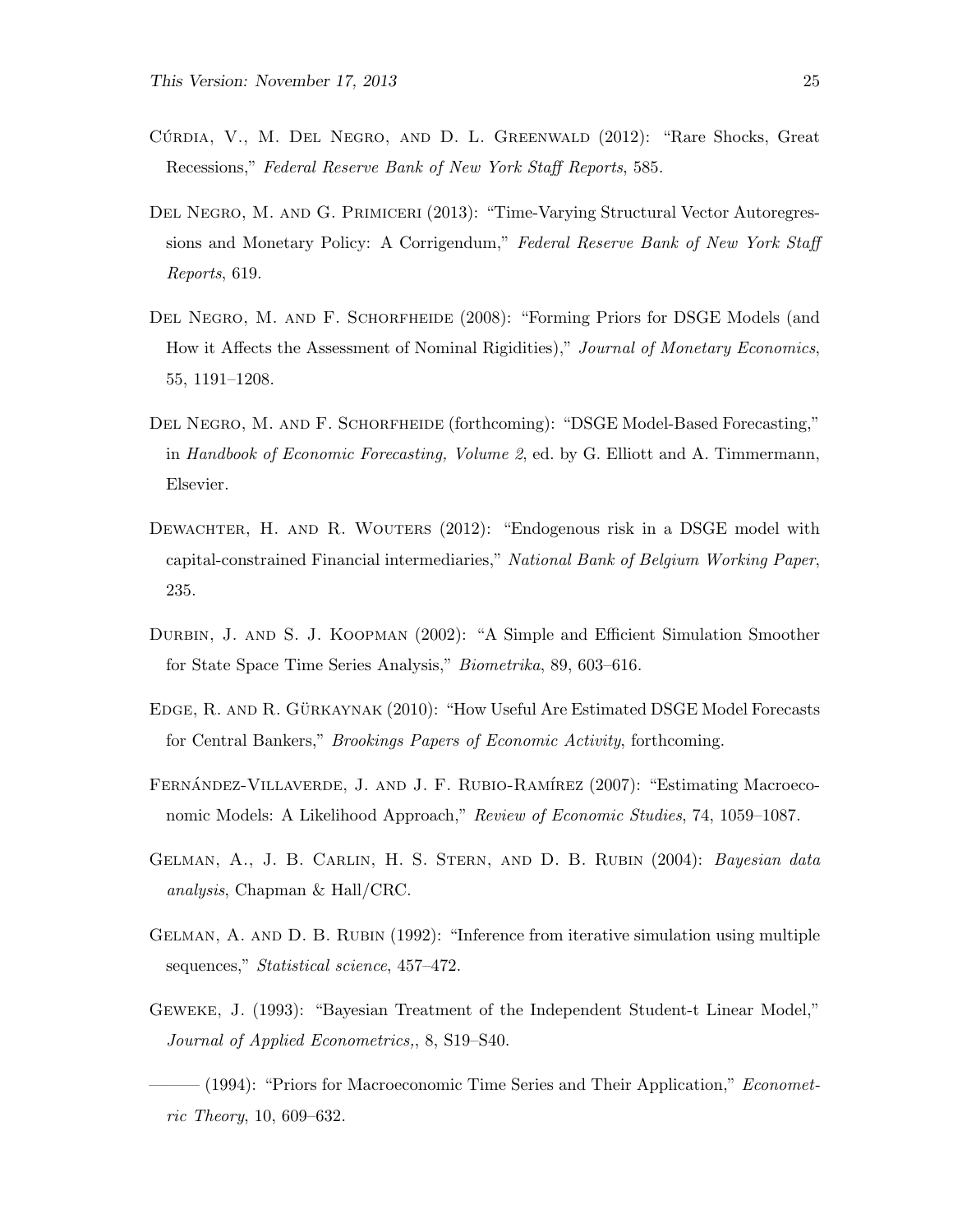Cúrdia, V., M. Del Negro, and D. L. Greenwald (2012): "Rare Shocks, Great Recessions," *Federal Reserve Bank of New York Staff Reports*, 585.

Del Negro, M. and G. Primiceri (2013): "Time-Varying Structural Vector Autoregressions and Monetary Policy: A Corrigendum," *Federal Reserve Bank of New York Staff Reports*, 619.

Del Negro, M. and F. Schorfheide (2008): "Forming Priors for DSGE Models (and How it Affects the Assessment of Nominal Rigidities)," *Journal of Monetary Economics*, 55, 1191–1208.

Del Negro, M. and F. Schorfheide (forthcoming): "DSGE Model-Based Forecasting," in *Handbook of Economic Forecasting, Volume 2*, ed. by G. Elliott and A. Timmermann, Elsevier.

Dewachter, H. and R. Wouters (2012): "Endogenous risk in a DSGE model with capital-constrained Financial intermediaries," *National Bank of Belgium Working Paper*, 235.

Durbin, J. and S. J. Koopman (2002): "A Simple and Efficient Simulation Smoother for State Space Time Series Analysis," *Biometrika*, 89, 603–616.

Edge, R. and R. Gürkaynak (2010): "How Useful Are Estimated DSGE Model Forecasts for Central Bankers," *Brookings Papers of Economic Activity*, forthcoming.

Fernández-Villaverde, J. and J. F. Rubio-Ramírez (2007): "Estimating Macroeconomic Models: A Likelihood Approach," *Review of Economic Studies*, 74, 1059–1087.

Gelman, A., J. B. Carlin, H. S. Stern, and D. B. Rubin (2004): *Bayesian data analysis*, Chapman & Hall/CRC.

Gelman, A. and D. B. Rubin (1992): "Inference from iterative simulation using multiple sequences," *Statistical science*, 457–472.

Geweke, J. (1993): "Bayesian Treatment of the Independent Student-t Linear Model," *Journal of Applied Econometrics,*, 8, S19–S40.

——— (1994): "Priors for Macroeconomic Time Series and Their Application," *Econometric Theory*, 10, 609–632.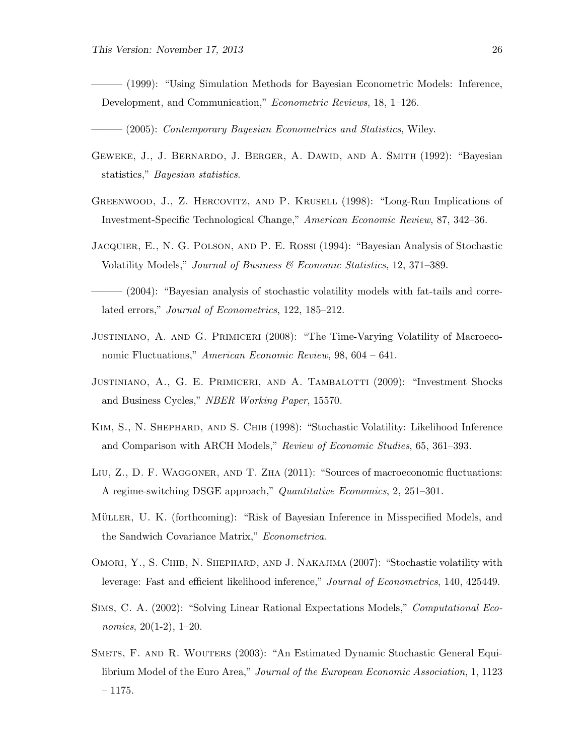——— (1999): "Using Simulation Methods for Bayesian Econometric Models: Inference, Development, and Communication," *Econometric Reviews*, 18, 1–126.

——— (2005): *Contemporary Bayesian Econometrics and Statistics*, Wiley.

Geweke, J., J. Bernardo, J. Berger, A. Dawid, and A. Smith (1992): "Bayesian statistics," *Bayesian statistics*.

Greenwood, J., Z. Hercovitz, and P. Krusell (1998): "Long-Run Implications of Investment-Specific Technological Change," *American Economic Review*, 87, 342–36.

Jacquier, E., N. G. Polson, and P. E. Rossi (1994): "Bayesian Analysis of Stochastic Volatility Models," *Journal of Business & Economic Statistics*, 12, 371–389.

——— (2004): "Bayesian analysis of stochastic volatility models with fat-tails and correlated errors," *Journal of Econometrics*, 122, 185–212.

Justiniano, A. and G. Primiceri (2008): "The Time-Varying Volatility of Macroeconomic Fluctuations," *American Economic Review*, 98, 604 – 641.

Justiniano, A., G. E. Primiceri, and A. Tambalotti (2009): "Investment Shocks and Business Cycles," *NBER Working Paper*, 15570.

Kim, S., N. Shephard, and S. Chib (1998): "Stochastic Volatility: Likelihood Inference and Comparison with ARCH Models," *Review of Economic Studies*, 65, 361–393.

Liu, Z., D. F. Waggoner, and T. Zha (2011): "Sources of macroeconomic fluctuations: A regime-switching DSGE approach," *Quantitative Economics*, 2, 251–301.

Müller, U. K. (forthcoming): "Risk of Bayesian Inference in Misspecified Models, and the Sandwich Covariance Matrix," *Econometrica*.

Omori, Y., S. Chib, N. Shephard, and J. Nakajima (2007): "Stochastic volatility with leverage: Fast and efficient likelihood inference," *Journal of Econometrics*, 140, 425449.

Sims, C. A. (2002): "Solving Linear Rational Expectations Models," *Computational Economics*, 20(1-2), 1–20.

Smets, F. and R. Wouters (2003): "An Estimated Dynamic Stochastic General Equilibrium Model of the Euro Area," *Journal of the European Economic Association*, 1, 1123 – 1175.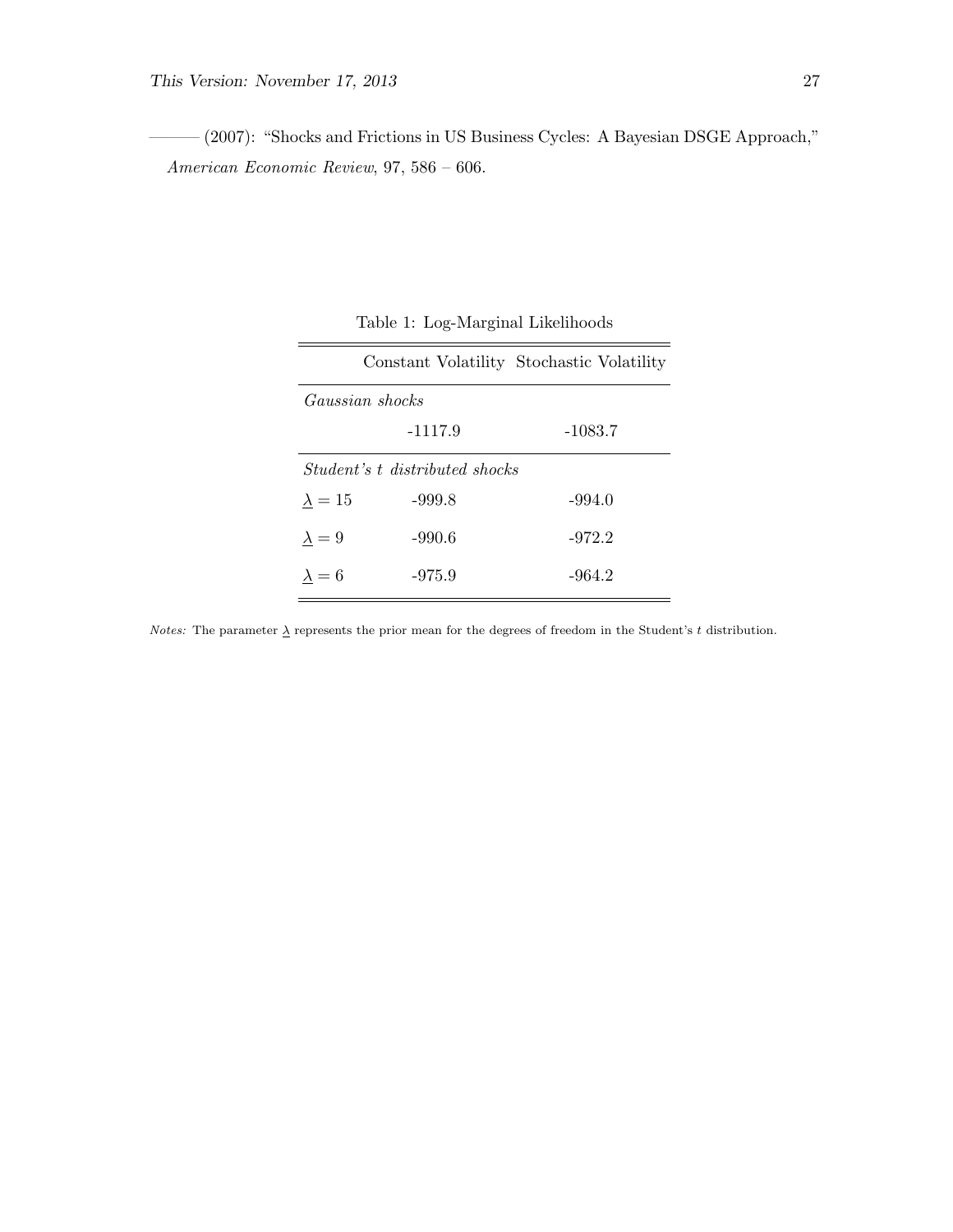——— (2007): "Shocks and Frictions in US Business Cycles: A Bayesian DSGE Approach," *American Economic Review*, 97, 586 – 606.

Table 1: Log-Marginal Likelihoods

| | Constant Volatility | Stochastic Volatility |
|---|---|---|
| *Gaussian shocks* | | |
| | -1117.9 | -1083.7 |
| *Student's t distributed shocks* | | |
| $\underline{\lambda} = 15$ | -999.8 | -994.0 |
| $\underline{\lambda} = 9$ | -990.6 | -972.2 |
| $\underline{\lambda} = 6$ | -975.9 | -964.2 |

*Notes:* The parameter $\underline{\lambda}$ represents the prior mean for the degrees of freedom in the Student's $t$ distribution.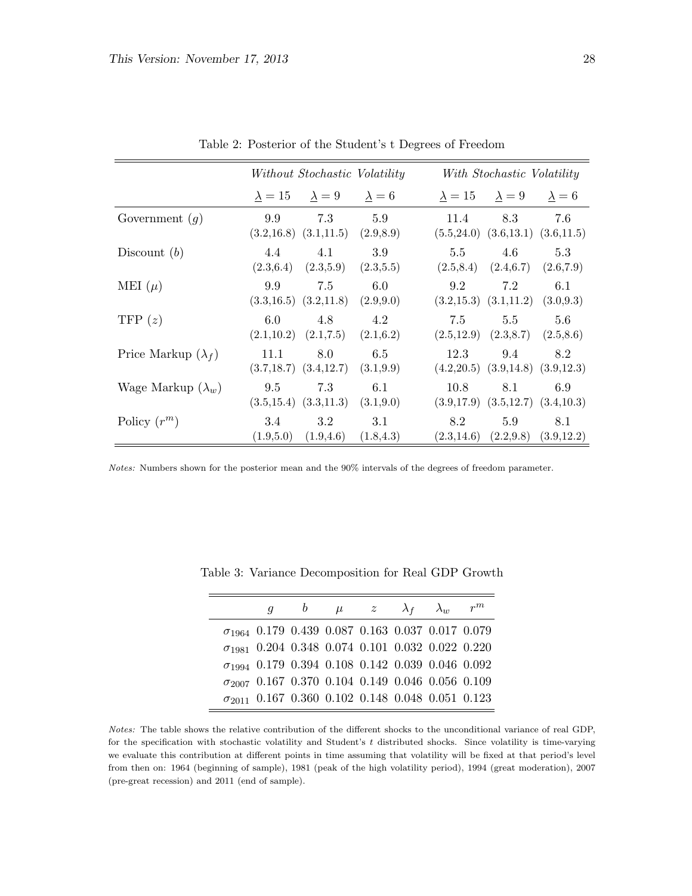Table 2: Posterior of the Student's t Degrees of Freedom

| | *Without Stochastic Volatility* | | | *With Stochastic Volatility* | | |
|---|---|---|---|---|---|---|
| | $\underline{\lambda} = 15$ | $\underline{\lambda} = 9$ | $\underline{\lambda} = 6$ | $\underline{\lambda} = 15$ | $\underline{\lambda} = 9$ | $\underline{\lambda} = 6$ |
| Government ($g$) | 9.9 (3.2,16.8) | 7.3 (3.1,11.5) | 5.9 (2.9,8.9) | 11.4 (5.5,24.0) | 8.3 (3.6,13.1) | 7.6 (3.6,11.5) |
| Discount ($b$) | 4.4 (2.3,6.4) | 4.1 (2.3,5.9) | 3.9 (2.3,5.5) | 5.5 (2.5,8.4) | 4.6 (2.4,6.7) | 5.3 (2.6,7.9) |
| MEI ($\mu$) | 9.9 (3.3,16.5) | 7.5 (3.2,11.8) | 6.0 (2.9,9.0) | 9.2 (3.2,15.3) | 7.2 (3.1,11.2) | 6.1 (3.0,9.3) |
| TFP ($z$) | 6.0 (2.1,10.2) | 4.8 (2.1,7.5) | 4.2 (2.1,6.2) | 7.5 (2.5,12.9) | 5.5 (2.3,8.7) | 5.6 (2.5,8.6) |
| Price Markup ($\lambda_f$) | 11.1 (3.7,18.7) | 8.0 (3.4,12.7) | 6.5 (3.1,9.9) | 12.3 (4.2,20.5) | 9.4 (3.9,14.8) | 8.2 (3.9,12.3) |
| Wage Markup ($\lambda_w$) | 9.5 (3.5,15.4) | 7.3 (3.3,11.3) | 6.1 (3.1,9.0) | 10.8 (3.9,17.9) | 8.1 (3.5,12.7) | 6.9 (3.4,10.3) |
| Policy ($r^m$) | 3.4 (1.9,5.0) | 3.2 (1.9,4.6) | 3.1 (1.8,4.3) | 8.2 (2.3,14.6) | 5.9 (2.2,9.8) | 8.1 (3.9,12.2) |

*Notes:* Numbers shown for the posterior mean and the 90% intervals of the degrees of freedom parameter.

Table 3: Variance Decomposition for Real GDP Growth

| | $g$ | $b$ | $\mu$ | $z$ | $\lambda_f$ | $\lambda_w$ | $r^m$ |
|---|---|---|---|---|---|---|---|
| $\sigma_{1964}$ | 0.179 | 0.439 | 0.087 | 0.163 | 0.037 | 0.017 | 0.079 |
| $\sigma_{1981}$ | 0.204 | 0.348 | 0.074 | 0.101 | 0.032 | 0.022 | 0.220 |
| $\sigma_{1994}$ | 0.179 | 0.394 | 0.108 | 0.142 | 0.039 | 0.046 | 0.092 |
| $\sigma_{2007}$ | 0.167 | 0.370 | 0.104 | 0.149 | 0.046 | 0.056 | 0.109 |
| $\sigma_{2011}$ | 0.167 | 0.360 | 0.102 | 0.148 | 0.048 | 0.051 | 0.123 |

*Notes:* The table shows the relative contribution of the different shocks to the unconditional variance of real GDP, for the specification with stochastic volatility and Student's $t$ distributed shocks. Since volatility is time-varying we evaluate this contribution at different points in time assuming that volatility will be fixed at that period's level from then on: 1964 (beginning of sample), 1981 (peak of the high volatility period), 1994 (great moderation), 2007 (pre-great recession) and 2011 (end of sample).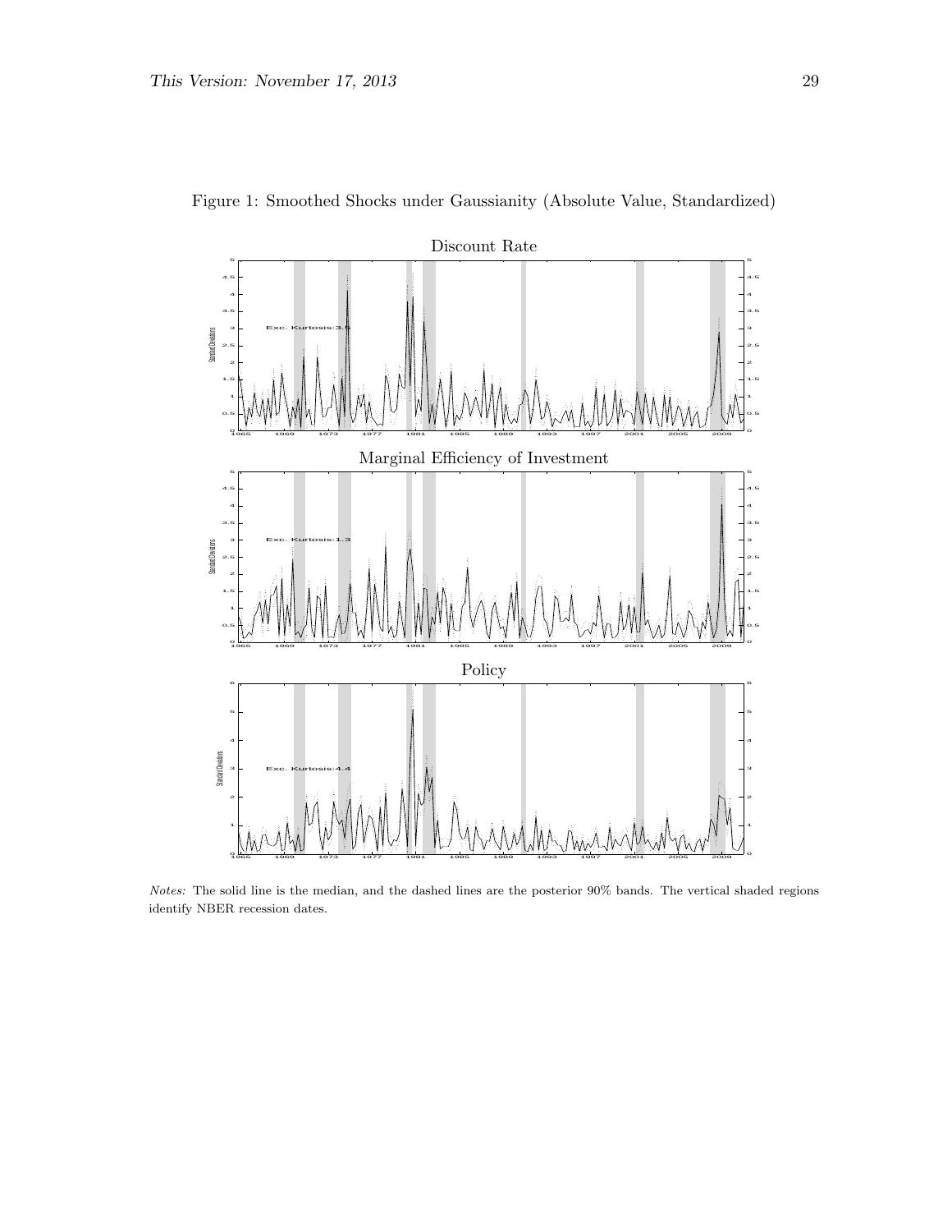Figure 1: Smoothed Shocks under Gaussianity (Absolute Value, Standardized)

*Notes:* The solid line is the median, and the dashed lines are the posterior 90% bands. The vertical shaded regions identify NBER recession dates.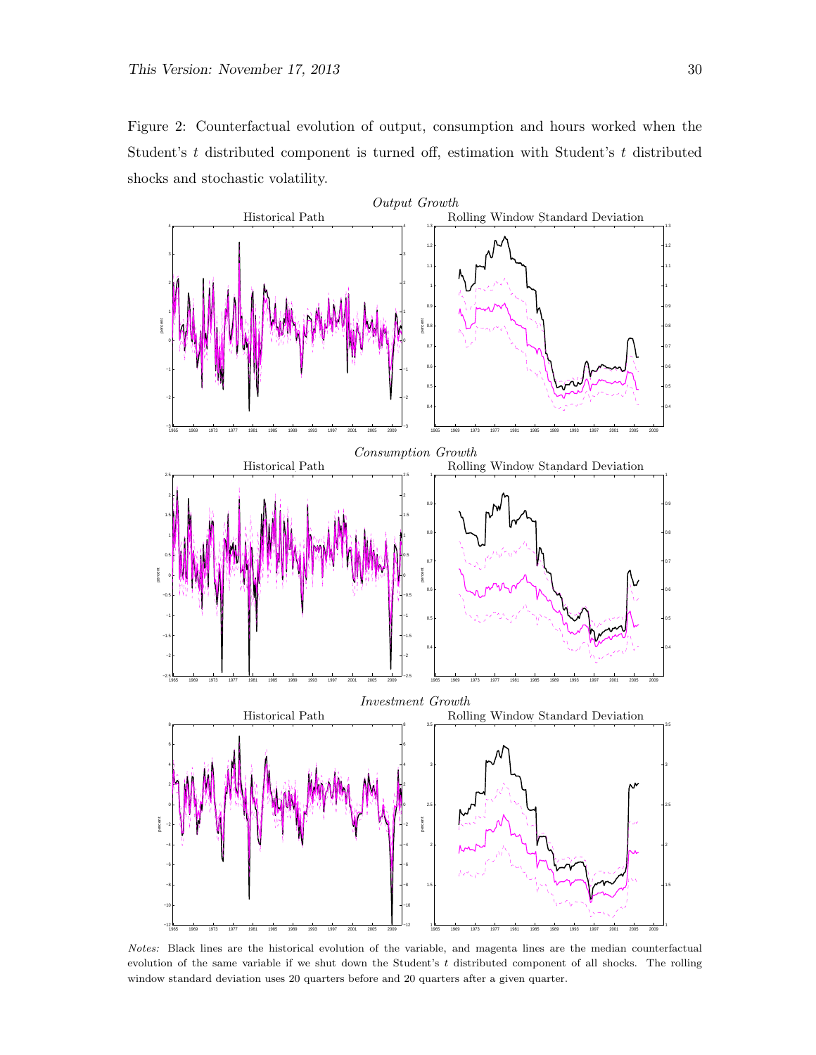Figure 2: Counterfactual evolution of output, consumption and hours worked when the Student's $t$ distributed component is turned off, estimation with Student's $t$ distributed shocks and stochastic volatility.

*Notes:* Black lines are the historical evolution of the variable, and magenta lines are the median counterfactual evolution of the same variable if we shut down the Student's $t$ distributed component of all shocks. The rolling window standard deviation uses 20 quarters before and 20 quarters after a given quarter.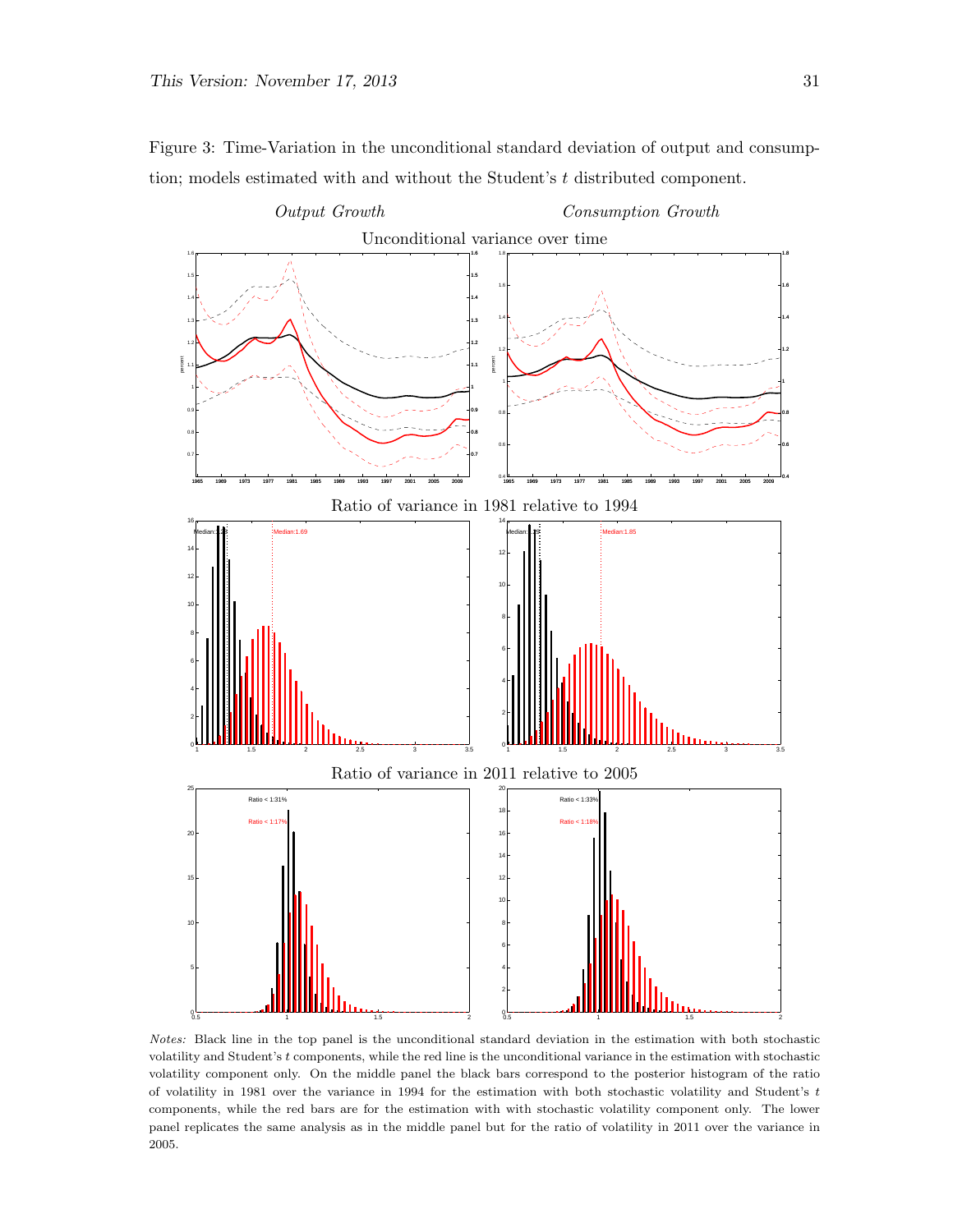Figure 3: Time-Variation in the unconditional standard deviation of output and consumption; models estimated with and without the Student's $t$ distributed component.

*Output Growth*

*Consumption Growth*

Unconditional variance over time

Ratio of variance in 1981 relative to 1994

Median:1.28

Median:1.69

Median:1.29

Median:1.85

Ratio of variance in 2011 relative to 2005

Ratio < 1:31%

Ratio < 1:17%

Ratio < 1:33%

Ratio < 1:18%

*Notes:* Black line in the top panel is the unconditional standard deviation in the estimation with both stochastic volatility and Student's $t$ components, while the red line is the unconditional variance in the estimation with stochastic volatility component only. On the middle panel the black bars correspond to the posterior histogram of the ratio of volatility in 1981 over the variance in 1994 for the estimation with both stochastic volatility and Student's $t$ components, while the red bars are for the estimation with with stochastic volatility component only. The lower panel replicates the same analysis as in the middle panel but for the ratio of volatility in 2011 over the variance in 2005.